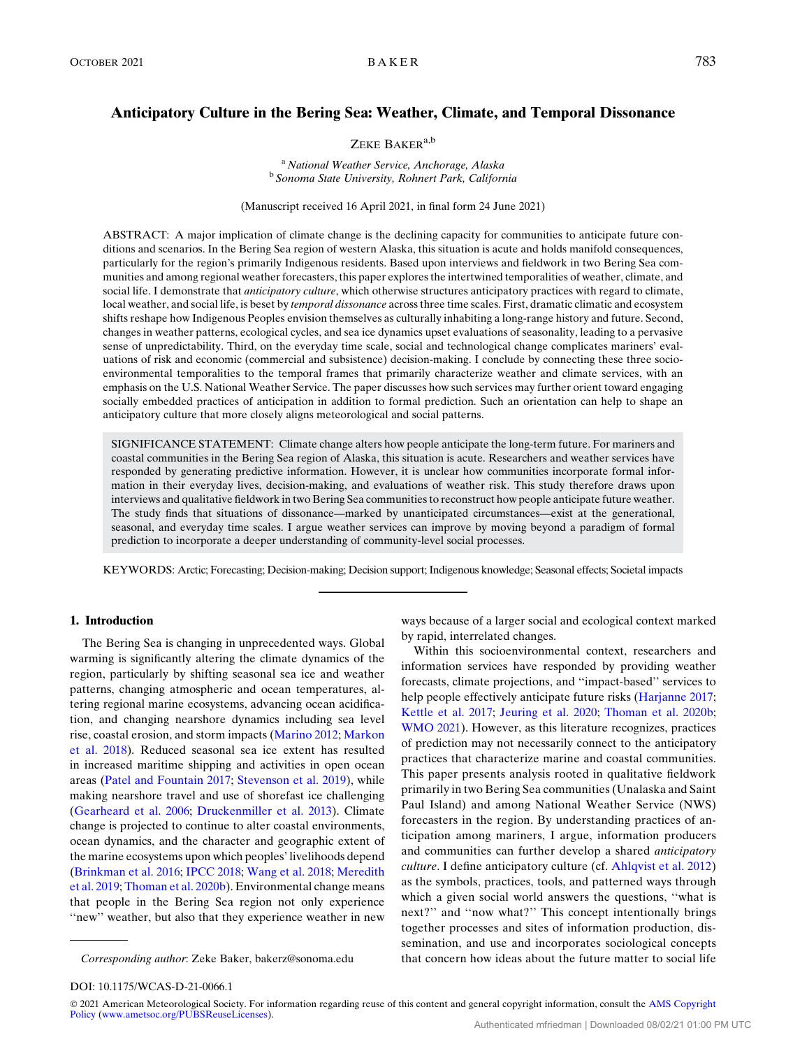# Anticipatory Culture in the Bering Sea: Weather, Climate, and Temporal Dissonance

ZEKE BAKER[a,b]

[a] *National Weather Service, Anchorage, Alaska*
[b] *Sonoma State University, Rohnert Park, California*

(Manuscript received 16 April 2021, in final form 24 June 2021)

ABSTRACT: A major implication of climate change is the declining capacity for communities to anticipate future conditions and scenarios. In the Bering Sea region of western Alaska, this situation is acute and holds manifold consequences, particularly for the region's primarily Indigenous residents. Based upon interviews and fieldwork in two Bering Sea communities and among regional weather forecasters, this paper explores the intertwined temporalities of weather, climate, and social life. I demonstrate that *anticipatory culture*, which otherwise structures anticipatory practices with regard to climate, local weather, and social life, is beset by *temporal dissonance* across three time scales. First, dramatic climatic and ecosystem shifts reshape how Indigenous Peoples envision themselves as culturally inhabiting a long-range history and future. Second, changes in weather patterns, ecological cycles, and sea ice dynamics upset evaluations of seasonality, leading to a pervasive sense of unpredictability. Third, on the everyday time scale, social and technological change complicates mariners' evaluations of risk and economic (commercial and subsistence) decision-making. I conclude by connecting these three socio-environmental temporalities to the temporal frames that primarily characterize weather and climate services, with an emphasis on the U.S. National Weather Service. The paper discusses how such services may further orient toward engaging socially embedded practices of anticipation in addition to formal prediction. Such an orientation can help to shape an anticipatory culture that more closely aligns meteorological and social patterns.

SIGNIFICANCE STATEMENT: Climate change alters how people anticipate the long-term future. For mariners and coastal communities in the Bering Sea region of Alaska, this situation is acute. Researchers and weather services have responded by generating predictive information. However, it is unclear how communities incorporate formal information in their everyday lives, decision-making, and evaluations of weather risk. This study therefore draws upon interviews and qualitative fieldwork in two Bering Sea communities to reconstruct how people anticipate future weather. The study finds that situations of dissonance—marked by unanticipated circumstances—exist at the generational, seasonal, and everyday time scales. I argue weather services can improve by moving beyond a paradigm of formal prediction to incorporate a deeper understanding of community-level social processes.

KEYWORDS: Arctic; Forecasting; Decision-making; Decision support; Indigenous knowledge; Seasonal effects; Societal impacts

## 1. Introduction

The Bering Sea is changing in unprecedented ways. Global warming is significantly altering the climate dynamics of the region, particularly by shifting seasonal sea ice and weather patterns, changing atmospheric and ocean temperatures, altering regional marine ecosystems, advancing ocean acidification, and changing nearshore dynamics including sea level rise, coastal erosion, and storm impacts (Marino 2012; Markon et al. 2018). Reduced seasonal sea ice extent has resulted in increased maritime shipping and activities in open ocean areas (Patel and Fountain 2017; Stevenson et al. 2019), while making nearshore travel and use of shorefast ice challenging (Gearheard et al. 2006; Druckenmiller et al. 2013). Climate change is projected to continue to alter coastal environments, ocean dynamics, and the character and geographic extent of the marine ecosystems upon which peoples' livelihoods depend (Brinkman et al. 2016; IPCC 2018; Wang et al. 2018; Meredith et al. 2019; Thoman et al. 2020b). Environmental change means that people in the Bering Sea region not only experience "new" weather, but also that they experience weather in new ways because of a larger social and ecological context marked by rapid, interrelated changes.

Within this socioenvironmental context, researchers and information services have responded by providing weather forecasts, climate projections, and "impact-based" services to help people effectively anticipate future risks (Harjanne 2017; Kettle et al. 2017; Jeuring et al. 2020; Thoman et al. 2020b; WMO 2021). However, as this literature recognizes, practices of prediction may not necessarily connect to the anticipatory practices that characterize marine and coastal communities. This paper presents analysis rooted in qualitative fieldwork primarily in two Bering Sea communities (Unalaska and Saint Paul Island) and among National Weather Service (NWS) forecasters in the region. By understanding practices of anticipation among mariners, I argue, information producers and communities can further develop a shared *anticipatory culture*. I define anticipatory culture (cf. Ahlqvist et al. 2012) as the symbols, practices, tools, and patterned ways through which a given social world answers the questions, "what is next?" and "now what?" This concept intentionally brings together processes and sites of information production, dissemination, and use and incorporates sociological concepts that concern how ideas about the future matter to social life

*Corresponding author*: Zeke Baker, bakerz@sonoma.edu

DOI: 10.1175/WCAS-D-21-0066.1

© 2021 American Meteorological Society. For information regarding reuse of this content and general copyright information, consult the AMS Copyright Policy (www.ametsoc.org/PUBSReuseLicenses).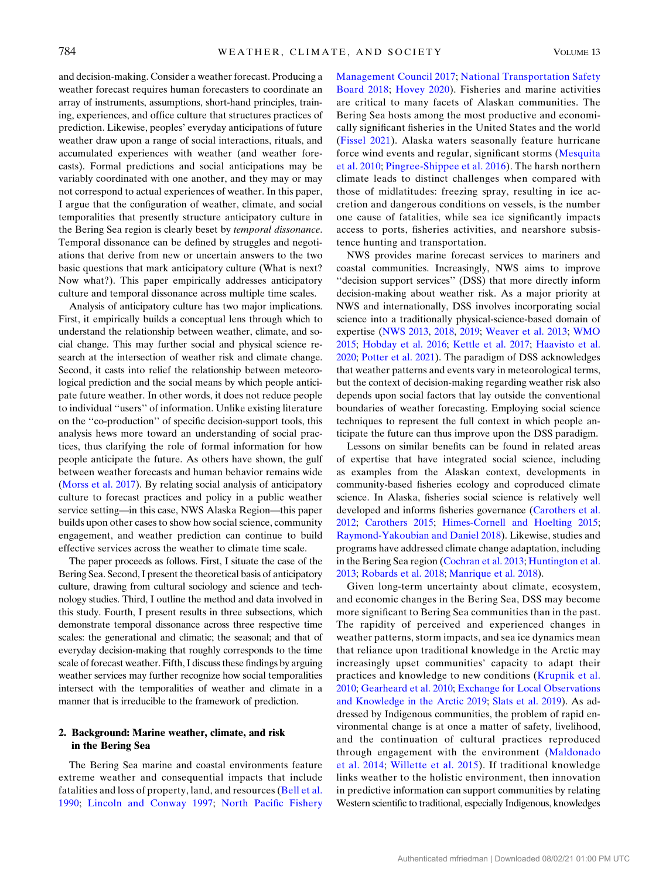and decision-making. Consider a weather forecast. Producing a weather forecast requires human forecasters to coordinate an array of instruments, assumptions, short-hand principles, training, experiences, and office culture that structures practices of prediction. Likewise, peoples' everyday anticipations of future weather draw upon a range of social interactions, rituals, and accumulated experiences with weather (and weather forecasts). Formal predictions and social anticipations may be variably coordinated with one another, and they may or may not correspond to actual experiences of weather. In this paper, I argue that the configuration of weather, climate, and social temporalities that presently structure anticipatory culture in the Bering Sea region is clearly beset by *temporal dissonance*. Temporal dissonance can be defined by struggles and negotiations that derive from new or uncertain answers to the two basic questions that mark anticipatory culture (What is next? Now what?). This paper empirically addresses anticipatory culture and temporal dissonance across multiple time scales.

Analysis of anticipatory culture has two major implications. First, it empirically builds a conceptual lens through which to understand the relationship between weather, climate, and social change. This may further social and physical science research at the intersection of weather risk and climate change. Second, it casts into relief the relationship between meteorological prediction and the social means by which people anticipate future weather. In other words, it does not reduce people to individual ''users'' of information. Unlike existing literature on the ''co-production'' of specific decision-support tools, this analysis hews more toward an understanding of social practices, thus clarifying the role of formal information for how people anticipate the future. As others have shown, the gulf between weather forecasts and human behavior remains wide (Morss et al. 2017). By relating social analysis of anticipatory culture to forecast practices and policy in a public weather service setting—in this case, NWS Alaska Region—this paper builds upon other cases to show how social science, community engagement, and weather prediction can continue to build effective services across the weather to climate time scale.

The paper proceeds as follows. First, I situate the case of the Bering Sea. Second, I present the theoretical basis of anticipatory culture, drawing from cultural sociology and science and technology studies. Third, I outline the method and data involved in this study. Fourth, I present results in three subsections, which demonstrate temporal dissonance across three respective time scales: the generational and climatic; the seasonal; and that of everyday decision-making that roughly corresponds to the time scale of forecast weather. Fifth, I discuss these findings by arguing weather services may further recognize how social temporalities intersect with the temporalities of weather and climate in a manner that is irreducible to the framework of prediction.

## 2. Background: Marine weather, climate, and risk in the Bering Sea

The Bering Sea marine and coastal environments feature extreme weather and consequential impacts that include fatalities and loss of property, land, and resources (Bell et al. 1990; Lincoln and Conway 1997; North Pacific Fishery Management Council 2017; National Transportation Safety Board 2018; Hovey 2020). Fisheries and marine activities are critical to many facets of Alaskan communities. The Bering Sea hosts among the most productive and economically significant fisheries in the United States and the world (Fissel 2021). Alaska waters seasonally feature hurricane force wind events and regular, significant storms (Mesquita et al. 2010; Pingree-Shippee et al. 2016). The harsh northern climate leads to distinct challenges when compared with those of midlatitudes: freezing spray, resulting in ice accretion and dangerous conditions on vessels, is the number one cause of fatalities, while sea ice significantly impacts access to ports, fisheries activities, and nearshore subsistence hunting and transportation.

NWS provides marine forecast services to mariners and coastal communities. Increasingly, NWS aims to improve ''decision support services'' (DSS) that more directly inform decision-making about weather risk. As a major priority at NWS and internationally, DSS involves incorporating social science into a traditionally physical-science-based domain of expertise (NWS 2013, 2018, 2019; Weaver et al. 2013; WMO 2015; Hobday et al. 2016; Kettle et al. 2017; Haavisto et al. 2020; Potter et al. 2021). The paradigm of DSS acknowledges that weather patterns and events vary in meteorological terms, but the context of decision-making regarding weather risk also depends upon social factors that lay outside the conventional boundaries of weather forecasting. Employing social science techniques to represent the full context in which people anticipate the future can thus improve upon the DSS paradigm.

Lessons on similar benefits can be found in related areas of expertise that have integrated social science, including as examples from the Alaskan context, developments in community-based fisheries ecology and coproduced climate science. In Alaska, fisheries social science is relatively well developed and informs fisheries governance (Carothers et al. 2012; Carothers 2015; Himes-Cornell and Hoelting 2015; Raymond-Yakoubian and Daniel 2018). Likewise, studies and programs have addressed climate change adaptation, including in the Bering Sea region (Cochran et al. 2013; Huntington et al. 2013; Robards et al. 2018; Manrique et al. 2018).

Given long-term uncertainty about climate, ecosystem, and economic changes in the Bering Sea, DSS may become more significant to Bering Sea communities than in the past. The rapidity of perceived and experienced changes in weather patterns, storm impacts, and sea ice dynamics mean that reliance upon traditional knowledge in the Arctic may increasingly upset communities' capacity to adapt their practices and knowledge to new conditions (Krupnik et al. 2010; Gearheard et al. 2010; Exchange for Local Observations and Knowledge in the Arctic 2019; Slats et al. 2019). As addressed by Indigenous communities, the problem of rapid environmental change is at once a matter of safety, livelihood, and the continuation of cultural practices reproduced through engagement with the environment (Maldonado et al. 2014; Willette et al. 2015). If traditional knowledge links weather to the holistic environment, then innovation in predictive information can support communities by relating Western scientific to traditional, especially Indigenous, knowledges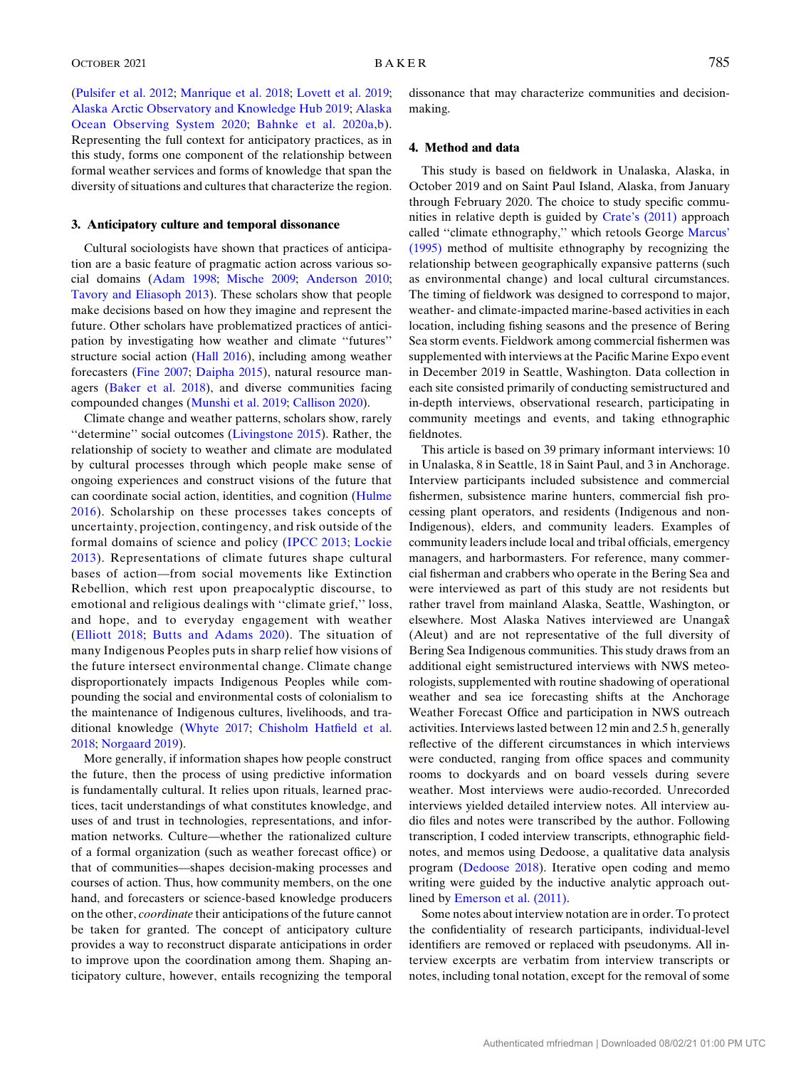(Pulsifer et al. 2012; Manrique et al. 2018; Lovett et al. 2019; Alaska Arctic Observatory and Knowledge Hub 2019; Alaska Ocean Observing System 2020; Bahnke et al. 2020a,b). Representing the full context for anticipatory practices, as in this study, forms one component of the relationship between formal weather services and forms of knowledge that span the diversity of situations and cultures that characterize the region.

## 3. Anticipatory culture and temporal dissonance

Cultural sociologists have shown that practices of anticipation are a basic feature of pragmatic action across various social domains (Adam 1998; Mische 2009; Anderson 2010; Tavory and Eliasoph 2013). These scholars show that people make decisions based on how they imagine and represent the future. Other scholars have problematized practices of anticipation by investigating how weather and climate ''futures'' structure social action (Hall 2016), including among weather forecasters (Fine 2007; Daipha 2015), natural resource managers (Baker et al. 2018), and diverse communities facing compounded changes (Munshi et al. 2019; Callison 2020).

Climate change and weather patterns, scholars show, rarely ''determine'' social outcomes (Livingstone 2015). Rather, the relationship of society to weather and climate are modulated by cultural processes through which people make sense of ongoing experiences and construct visions of the future that can coordinate social action, identities, and cognition (Hulme 2016). Scholarship on these processes takes concepts of uncertainty, projection, contingency, and risk outside of the formal domains of science and policy (IPCC 2013; Lockie 2013). Representations of climate futures shape cultural bases of action—from social movements like Extinction Rebellion, which rest upon preapocalyptic discourse, to emotional and religious dealings with ''climate grief,'' loss, and hope, and to everyday engagement with weather (Elliott 2018; Butts and Adams 2020). The situation of many Indigenous Peoples puts in sharp relief how visions of the future intersect environmental change. Climate change disproportionately impacts Indigenous Peoples while compounding the social and environmental costs of colonialism to the maintenance of Indigenous cultures, livelihoods, and traditional knowledge (Whyte 2017; Chisholm Hatfield et al. 2018; Norgaard 2019).

More generally, if information shapes how people construct the future, then the process of using predictive information is fundamentally cultural. It relies upon rituals, learned practices, tacit understandings of what constitutes knowledge, and uses of and trust in technologies, representations, and information networks. Culture—whether the rationalized culture of a formal organization (such as weather forecast office) or that of communities—shapes decision-making processes and courses of action. Thus, how community members, on the one hand, and forecasters or science-based knowledge producers on the other, *coordinate* their anticipations of the future cannot be taken for granted. The concept of anticipatory culture provides a way to reconstruct disparate anticipations in order to improve upon the coordination among them. Shaping anticipatory culture, however, entails recognizing the temporal dissonance that may characterize communities and decision-making.

## 4. Method and data

This study is based on fieldwork in Unalaska, Alaska, in October 2019 and on Saint Paul Island, Alaska, from January through February 2020. The choice to study specific communities in relative depth is guided by Crate's (2011) approach called ''climate ethnography,'' which retools George Marcus' (1995) method of multisite ethnography by recognizing the relationship between geographically expansive patterns (such as environmental change) and local cultural circumstances. The timing of fieldwork was designed to correspond to major, weather- and climate-impacted marine-based activities in each location, including fishing seasons and the presence of Bering Sea storm events. Fieldwork among commercial fishermen was supplemented with interviews at the Pacific Marine Expo event in December 2019 in Seattle, Washington. Data collection in each site consisted primarily of conducting semistructured and in-depth interviews, observational research, participating in community meetings and events, and taking ethnographic fieldnotes.

This article is based on 39 primary informant interviews: 10 in Unalaska, 8 in Seattle, 18 in Saint Paul, and 3 in Anchorage. Interview participants included subsistence and commercial fishermen, subsistence marine hunters, commercial fish processing plant operators, and residents (Indigenous and non-Indigenous), elders, and community leaders. Examples of community leaders include local and tribal officials, emergency managers, and harbormasters. For reference, many commercial fisherman and crabbers who operate in the Bering Sea and were interviewed as part of this study are not residents but rather travel from mainland Alaska, Seattle, Washington, or elsewhere. Most Alaska Natives interviewed are Unangax̂ (Aleut) and are not representative of the full diversity of Bering Sea Indigenous communities. This study draws from an additional eight semistructured interviews with NWS meteorologists, supplemented with routine shadowing of operational weather and sea ice forecasting shifts at the Anchorage Weather Forecast Office and participation in NWS outreach activities. Interviews lasted between 12 min and 2.5 h, generally reflective of the different circumstances in which interviews were conducted, ranging from office spaces and community rooms to dockyards and on board vessels during severe weather. Most interviews were audio-recorded. Unrecorded interviews yielded detailed interview notes. All interview audio files and notes were transcribed by the author. Following transcription, I coded interview transcripts, ethnographic fieldnotes, and memos using Dedoose, a qualitative data analysis program (Dedoose 2018). Iterative open coding and memo writing were guided by the inductive analytic approach outlined by Emerson et al. (2011).

Some notes about interview notation are in order. To protect the confidentiality of research participants, individual-level identifiers are removed or replaced with pseudonyms. All interview excerpts are verbatim from interview transcripts or notes, including tonal notation, except for the removal of some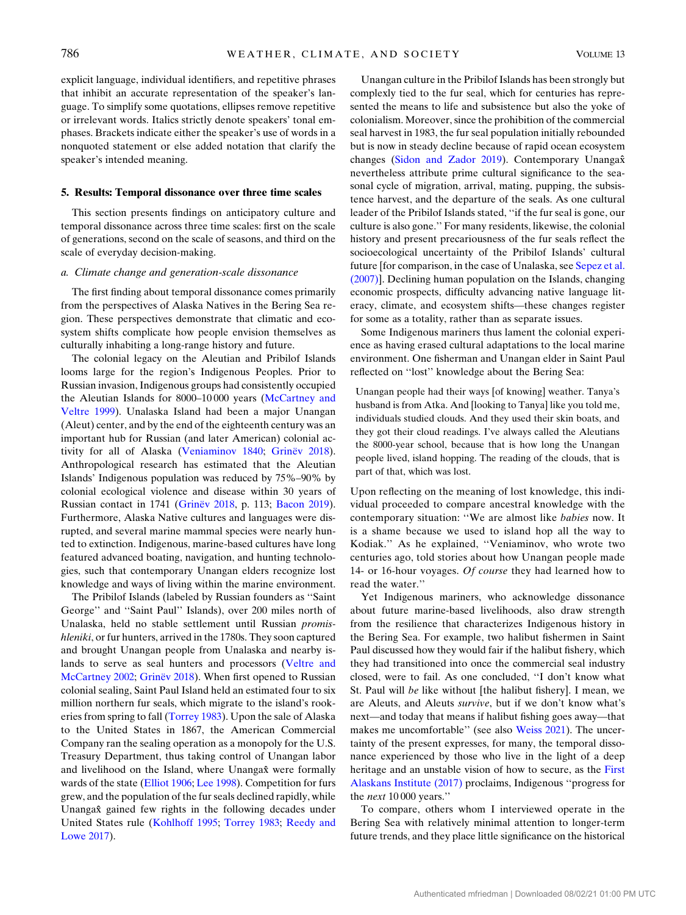explicit language, individual identifiers, and repetitive phrases that inhibit an accurate representation of the speaker's language. To simplify some quotations, ellipses remove repetitive or irrelevant words. Italics strictly denote speakers' tonal emphases. Brackets indicate either the speaker's use of words in a nonquoted statement or else added notation that clarify the speaker's intended meaning.

## 5. Results: Temporal dissonance over three time scales

This section presents findings on anticipatory culture and temporal dissonance across three time scales: first on the scale of generations, second on the scale of seasons, and third on the scale of everyday decision-making.

### a. Climate change and generation-scale dissonance

The first finding about temporal dissonance comes primarily from the perspectives of Alaska Natives in the Bering Sea region. These perspectives demonstrate that climatic and ecosystem shifts complicate how people envision themselves as culturally inhabiting a long-range history and future.

The colonial legacy on the Aleutian and Pribilof Islands looms large for the region's Indigenous Peoples. Prior to Russian invasion, Indigenous groups had consistently occupied the Aleutian Islands for 8000–10 000 years (McCartney and Veltre 1999). Unalaska Island had been a major Unangan (Aleut) center, and by the end of the eighteenth century was an important hub for Russian (and later American) colonial activity for all of Alaska (Veniaminov 1840; Grinëv 2018). Anthropological research has estimated that the Aleutian Islands' Indigenous population was reduced by 75%–90% by colonial ecological violence and disease within 30 years of Russian contact in 1741 (Grinëv 2018, p. 113; Bacon 2019). Furthermore, Alaska Native cultures and languages were disrupted, and several marine mammal species were nearly hunted to extinction. Indigenous, marine-based cultures have long featured advanced boating, navigation, and hunting technologies, such that contemporary Unangan elders recognize lost knowledge and ways of living within the marine environment.

The Pribilof Islands (labeled by Russian founders as "Saint George" and "Saint Paul" Islands), over 200 miles north of Unalaska, held no stable settlement until Russian *promishleniki*, or fur hunters, arrived in the 1780s. They soon captured and brought Unangan people from Unalaska and nearby islands to serve as seal hunters and processors (Veltre and McCartney 2002; Grinëv 2018). When first opened to Russian colonial sealing, Saint Paul Island held an estimated four to six million northern fur seals, which migrate to the island's rookeries from spring to fall (Torrey 1983). Upon the sale of Alaska to the United States in 1867, the American Commercial Company ran the sealing operation as a monopoly for the U.S. Treasury Department, thus taking control of Unangan labor and livelihood on the Island, where Unangax̂ were formally wards of the state (Elliot 1906; Lee 1998). Competition for furs grew, and the population of the fur seals declined rapidly, while Unangax̂ gained few rights in the following decades under United States rule (Kohlhoff 1995; Torrey 1983; Reedy and Lowe 2017).

Unangan culture in the Pribilof Islands has been strongly but complexly tied to the fur seal, which for centuries has represented the means to life and subsistence but also the yoke of colonialism. Moreover, since the prohibition of the commercial seal harvest in 1983, the fur seal population initially rebounded but is now in steady decline because of rapid ocean ecosystem changes (Sidon and Zador 2019). Contemporary Unangax̂ nevertheless attribute prime cultural significance to the seasonal cycle of migration, arrival, mating, pupping, the subsistence harvest, and the departure of the seals. As one cultural leader of the Pribilof Islands stated, "if the fur seal is gone, our culture is also gone." For many residents, likewise, the colonial history and present precariousness of the fur seals reflect the socioecological uncertainty of the Pribilof Islands' cultural future [for comparison, in the case of Unalaska, see Sepez et al. (2007)]. Declining human population on the Islands, changing economic prospects, difficulty advancing native language literacy, climate, and ecosystem shifts—these changes register for some as a totality, rather than as separate issues.

Some Indigenous mariners thus lament the colonial experience as having erased cultural adaptations to the local marine environment. One fisherman and Unangan elder in Saint Paul reflected on "lost" knowledge about the Bering Sea:

> Unangan people had their ways [of knowing] weather. Tanya's husband is from Atka. And [looking to Tanya] like you told me, individuals studied clouds. And they used their skin boats, and they got their cloud readings. I've always called the Aleutians the 8000-year school, because that is how long the Unangan people lived, island hopping. The reading of the clouds, that is part of that, which was lost.

Upon reflecting on the meaning of lost knowledge, this individual proceeded to compare ancestral knowledge with the contemporary situation: "We are almost like *babies* now. It is a shame because we used to island hop all the way to Kodiak." As he explained, "Veniaminov, who wrote two centuries ago, told stories about how Unangan people made 14- or 16-hour voyages. *Of course* they had learned how to read the water."

Yet Indigenous mariners, who acknowledge dissonance about future marine-based livelihoods, also draw strength from the resilience that characterizes Indigenous history in the Bering Sea. For example, two halibut fishermen in Saint Paul discussed how they would fair if the halibut fishery, which they had transitioned into once the commercial seal industry closed, were to fail. As one concluded, "I don't know what St. Paul will *be* like without [the halibut fishery]. I mean, we are Aleuts, and Aleuts *survive*, but if we don't know what's next—and today that means if halibut fishing goes away—that makes me uncomfortable" (see also Weiss 2021). The uncertainty of the present expresses, for many, the temporal dissonance experienced by those who live in the light of a deep heritage and an unstable vision of how to secure, as the First Alaskans Institute (2017) proclaims, Indigenous "progress for the *next* 10 000 years."

To compare, others whom I interviewed operate in the Bering Sea with relatively minimal attention to longer-term future trends, and they place little significance on the historical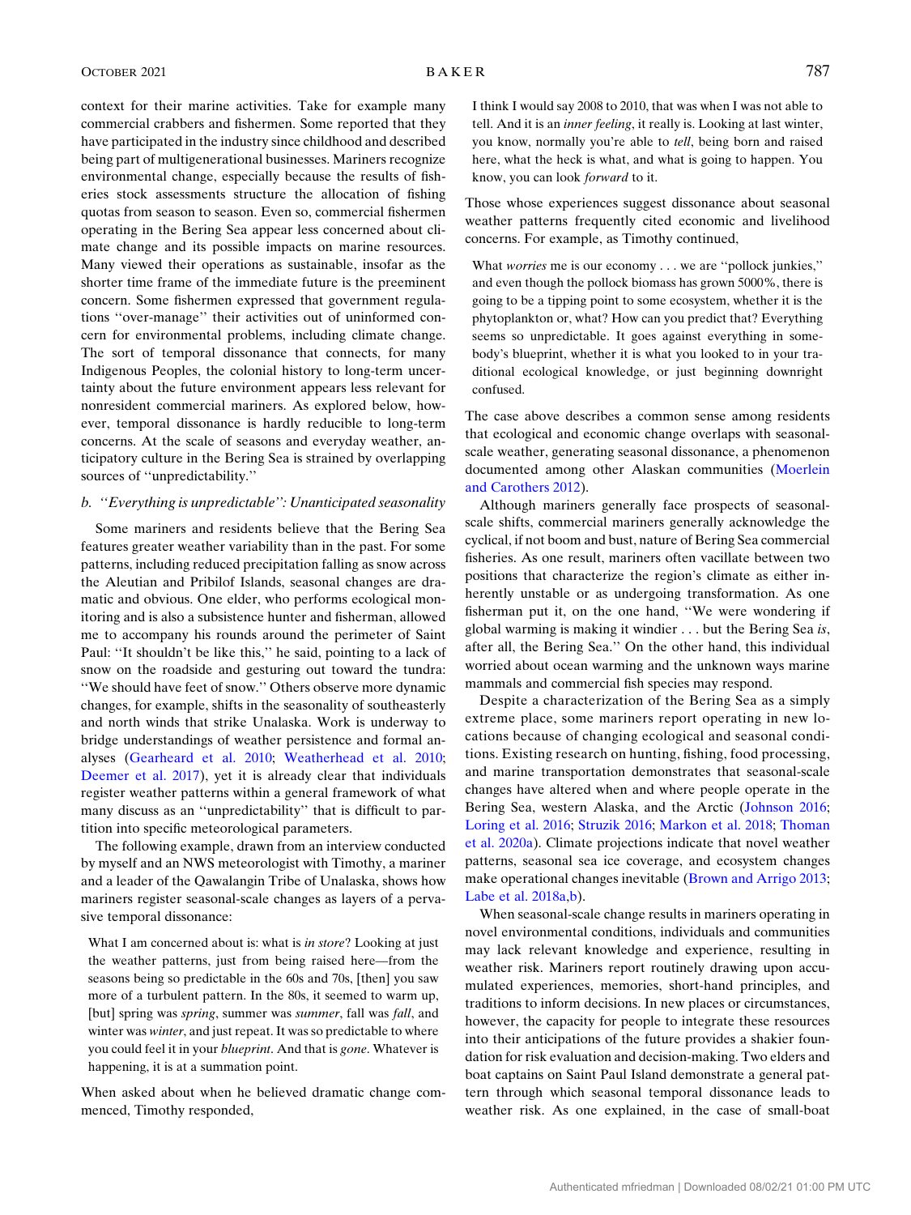context for their marine activities. Take for example many commercial crabbers and fishermen. Some reported that they have participated in the industry since childhood and described being part of multigenerational businesses. Mariners recognize environmental change, especially because the results of fisheries stock assessments structure the allocation of fishing quotas from season to season. Even so, commercial fishermen operating in the Bering Sea appear less concerned about climate change and its possible impacts on marine resources. Many viewed their operations as sustainable, insofar as the shorter time frame of the immediate future is the preeminent concern. Some fishermen expressed that government regulations ''over-manage'' their activities out of uninformed concern for environmental problems, including climate change. The sort of temporal dissonance that connects, for many Indigenous Peoples, the colonial history to long-term uncertainty about the future environment appears less relevant for nonresident commercial mariners. As explored below, however, temporal dissonance is hardly reducible to long-term concerns. At the scale of seasons and everyday weather, anticipatory culture in the Bering Sea is strained by overlapping sources of ''unpredictability.''

### b. *''Everything is unpredictable'': Unanticipated seasonality*

Some mariners and residents believe that the Bering Sea features greater weather variability than in the past. For some patterns, including reduced precipitation falling as snow across the Aleutian and Pribilof Islands, seasonal changes are dramatic and obvious. One elder, who performs ecological monitoring and is also a subsistence hunter and fisherman, allowed me to accompany his rounds around the perimeter of Saint Paul: ''It shouldn't be like this,'' he said, pointing to a lack of snow on the roadside and gesturing out toward the tundra: ''We should have feet of snow.'' Others observe more dynamic changes, for example, shifts in the seasonality of southeasterly and north winds that strike Unalaska. Work is underway to bridge understandings of weather persistence and formal analyses (Gearheard et al. 2010; Weatherhead et al. 2010; Deemer et al. 2017), yet it is already clear that individuals register weather patterns within a general framework of what many discuss as an ''unpredictability'' that is difficult to partition into specific meteorological parameters.

The following example, drawn from an interview conducted by myself and an NWS meteorologist with Timothy, a mariner and a leader of the Qawalangin Tribe of Unalaska, shows how mariners register seasonal-scale changes as layers of a pervasive temporal dissonance:

> What I am concerned about is: what is *in store*? Looking at just the weather patterns, just from being raised here—from the seasons being so predictable in the 60s and 70s, [then] you saw more of a turbulent pattern. In the 80s, it seemed to warm up, [but] spring was *spring*, summer was *summer*, fall was *fall*, and winter was *winter*, and just repeat. It was so predictable to where you could feel it in your *blueprint*. And that is *gone*. Whatever is happening, it is at a summation point.

When asked about when he believed dramatic change commenced, Timothy responded,

> I think I would say 2008 to 2010, that was when I was not able to tell. And it is an *inner feeling*, it really is. Looking at last winter, you know, normally you're able to *tell*, being born and raised here, what the heck is what, and what is going to happen. You know, you can look *forward* to it.

Those whose experiences suggest dissonance about seasonal weather patterns frequently cited economic and livelihood concerns. For example, as Timothy continued,

> What *worries* me is our economy . . . we are ''pollock junkies,'' and even though the pollock biomass has grown 5000%, there is going to be a tipping point to some ecosystem, whether it is the phytoplankton or, what? How can you predict that? Everything seems so unpredictable. It goes against everything in somebody's blueprint, whether it is what you looked to in your traditional ecological knowledge, or just beginning downright confused.

The case above describes a common sense among residents that ecological and economic change overlaps with seasonal-scale weather, generating seasonal dissonance, a phenomenon documented among other Alaskan communities (Moerlein and Carothers 2012).

Although mariners generally face prospects of seasonal-scale shifts, commercial mariners generally acknowledge the cyclical, if not boom and bust, nature of Bering Sea commercial fisheries. As one result, mariners often vacillate between two positions that characterize the region's climate as either inherently unstable or as undergoing transformation. As one fisherman put it, on the one hand, ''We were wondering if global warming is making it windier . . . but the Bering Sea *is*, after all, the Bering Sea.'' On the other hand, this individual worried about ocean warming and the unknown ways marine mammals and commercial fish species may respond.

Despite a characterization of the Bering Sea as a simply extreme place, some mariners report operating in new locations because of changing ecological and seasonal conditions. Existing research on hunting, fishing, food processing, and marine transportation demonstrates that seasonal-scale changes have altered when and where people operate in the Bering Sea, western Alaska, and the Arctic (Johnson 2016; Loring et al. 2016; Struzik 2016; Markon et al. 2018; Thoman et al. 2020a). Climate projections indicate that novel weather patterns, seasonal sea ice coverage, and ecosystem changes make operational changes inevitable (Brown and Arrigo 2013; Labe et al. 2018a,b).

When seasonal-scale change results in mariners operating in novel environmental conditions, individuals and communities may lack relevant knowledge and experience, resulting in weather risk. Mariners report routinely drawing upon accumulated experiences, memories, short-hand principles, and traditions to inform decisions. In new places or circumstances, however, the capacity for people to integrate these resources into their anticipations of the future provides a shakier foundation for risk evaluation and decision-making. Two elders and boat captains on Saint Paul Island demonstrate a general pattern through which seasonal temporal dissonance leads to weather risk. As one explained, in the case of small-boat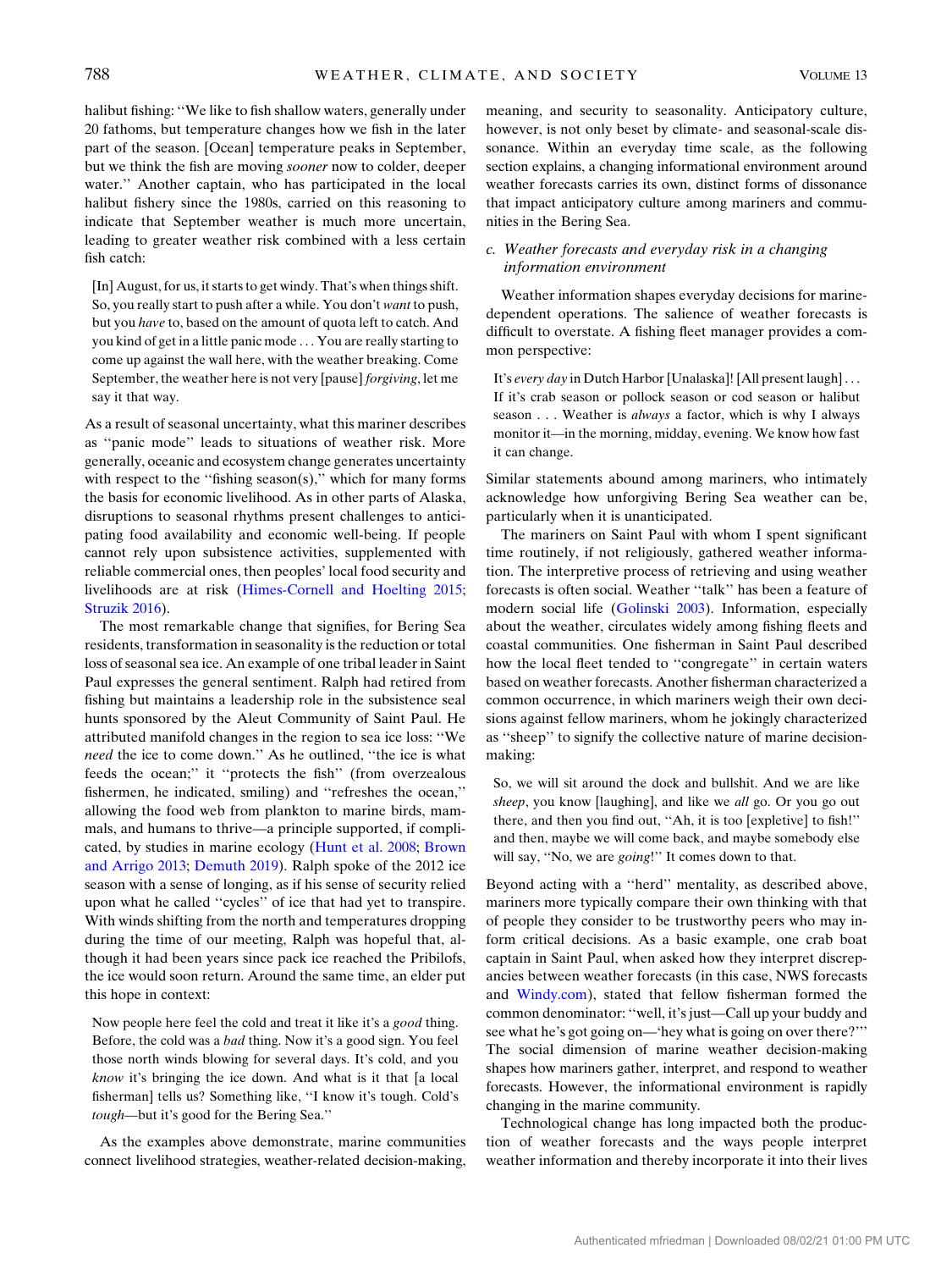halibut fishing: "We like to fish shallow waters, generally under 20 fathoms, but temperature changes how we fish in the later part of the season. [Ocean] temperature peaks in September, but we think the fish are moving *sooner* now to colder, deeper water." Another captain, who has participated in the local halibut fishery since the 1980s, carried on this reasoning to indicate that September weather is much more uncertain, leading to greater weather risk combined with a less certain fish catch:

> [In] August, for us, it starts to get windy. That's when things shift. So, you really start to push after a while. You don't *want* to push, but you *have* to, based on the amount of quota left to catch. And you kind of get in a little panic mode . . . You are really starting to come up against the wall here, with the weather breaking. Come September, the weather here is not very [pause] *forgiving*, let me say it that way.

As a result of seasonal uncertainty, what this mariner describes as "panic mode" leads to situations of weather risk. More generally, oceanic and ecosystem change generates uncertainty with respect to the "fishing season(s)," which for many forms the basis for economic livelihood. As in other parts of Alaska, disruptions to seasonal rhythms present challenges to anticipating food availability and economic well-being. If people cannot rely upon subsistence activities, supplemented with reliable commercial ones, then peoples' local food security and livelihoods are at risk (Himes-Cornell and Hoelting 2015; Struzik 2016).

The most remarkable change that signifies, for Bering Sea residents, transformation in seasonality is the reduction or total loss of seasonal sea ice. An example of one tribal leader in Saint Paul expresses the general sentiment. Ralph had retired from fishing but maintains a leadership role in the subsistence seal hunts sponsored by the Aleut Community of Saint Paul. He attributed manifold changes in the region to sea ice loss: "We *need* the ice to come down." As he outlined, "the ice is what feeds the ocean;" it "protects the fish" (from overzealous fishermen, he indicated, smiling) and "refreshes the ocean," allowing the food web from plankton to marine birds, mammals, and humans to thrive—a principle supported, if complicated, by studies in marine ecology (Hunt et al. 2008; Brown and Arrigo 2013; Demuth 2019). Ralph spoke of the 2012 ice season with a sense of longing, as if his sense of security relied upon what he called "cycles" of ice that had yet to transpire. With winds shifting from the north and temperatures dropping during the time of our meeting, Ralph was hopeful that, although it had been years since pack ice reached the Pribilofs, the ice would soon return. Around the same time, an elder put this hope in context:

> Now people here feel the cold and treat it like it's a *good* thing. Before, the cold was a *bad* thing. Now it's a good sign. You feel those north winds blowing for several days. It's cold, and you *know* it's bringing the ice down. And what is it that [a local fisherman] tells us? Something like, "I know it's tough. Cold's *tough*—but it's good for the Bering Sea."

As the examples above demonstrate, marine communities connect livelihood strategies, weather-related decision-making, meaning, and security to seasonality. Anticipatory culture, however, is not only beset by climate- and seasonal-scale dissonance. Within an everyday time scale, as the following section explains, a changing informational environment around weather forecasts carries its own, distinct forms of dissonance that impact anticipatory culture among mariners and communities in the Bering Sea.

### c. Weather forecasts and everyday risk in a changing information environment

Weather information shapes everyday decisions for marine-dependent operations. The salience of weather forecasts is difficult to overstate. A fishing fleet manager provides a common perspective:

> It's *every day* in Dutch Harbor [Unalaska]! [All present laugh] . . . If it's crab season or pollock season or cod season or halibut season . . . Weather is *always* a factor, which is why I always monitor it—in the morning, midday, evening. We know how fast it can change.

Similar statements abound among mariners, who intimately acknowledge how unforgiving Bering Sea weather can be, particularly when it is unanticipated.

The mariners on Saint Paul with whom I spent significant time routinely, if not religiously, gathered weather information. The interpretive process of retrieving and using weather forecasts is often social. Weather "talk" has been a feature of modern social life (Golinski 2003). Information, especially about the weather, circulates widely among fishing fleets and coastal communities. One fisherman in Saint Paul described how the local fleet tended to "congregate" in certain waters based on weather forecasts. Another fisherman characterized a common occurrence, in which mariners weigh their own decisions against fellow mariners, whom he jokingly characterized as "sheep" to signify the collective nature of marine decision-making:

> So, we will sit around the dock and bullshit. And we are like *sheep*, you know [laughing], and like we *all* go. Or you go out there, and then you find out, "Ah, it is too [expletive] to fish!" and then, maybe we will come back, and maybe somebody else will say, "No, we are *going*!" It comes down to that.

Beyond acting with a "herd" mentality, as described above, mariners more typically compare their own thinking with that of people they consider to be trustworthy peers who may inform critical decisions. As a basic example, one crab boat captain in Saint Paul, when asked how they interpret discrepancies between weather forecasts (in this case, NWS forecasts and Windy.com), stated that fellow fisherman formed the common denominator: "well, it's just—Call up your buddy and see what he's got going on—'hey what is going on over there?'" The social dimension of marine weather decision-making shapes how mariners gather, interpret, and respond to weather forecasts. However, the informational environment is rapidly changing in the marine community.

Technological change has long impacted both the production of weather forecasts and the ways people interpret weather information and thereby incorporate it into their lives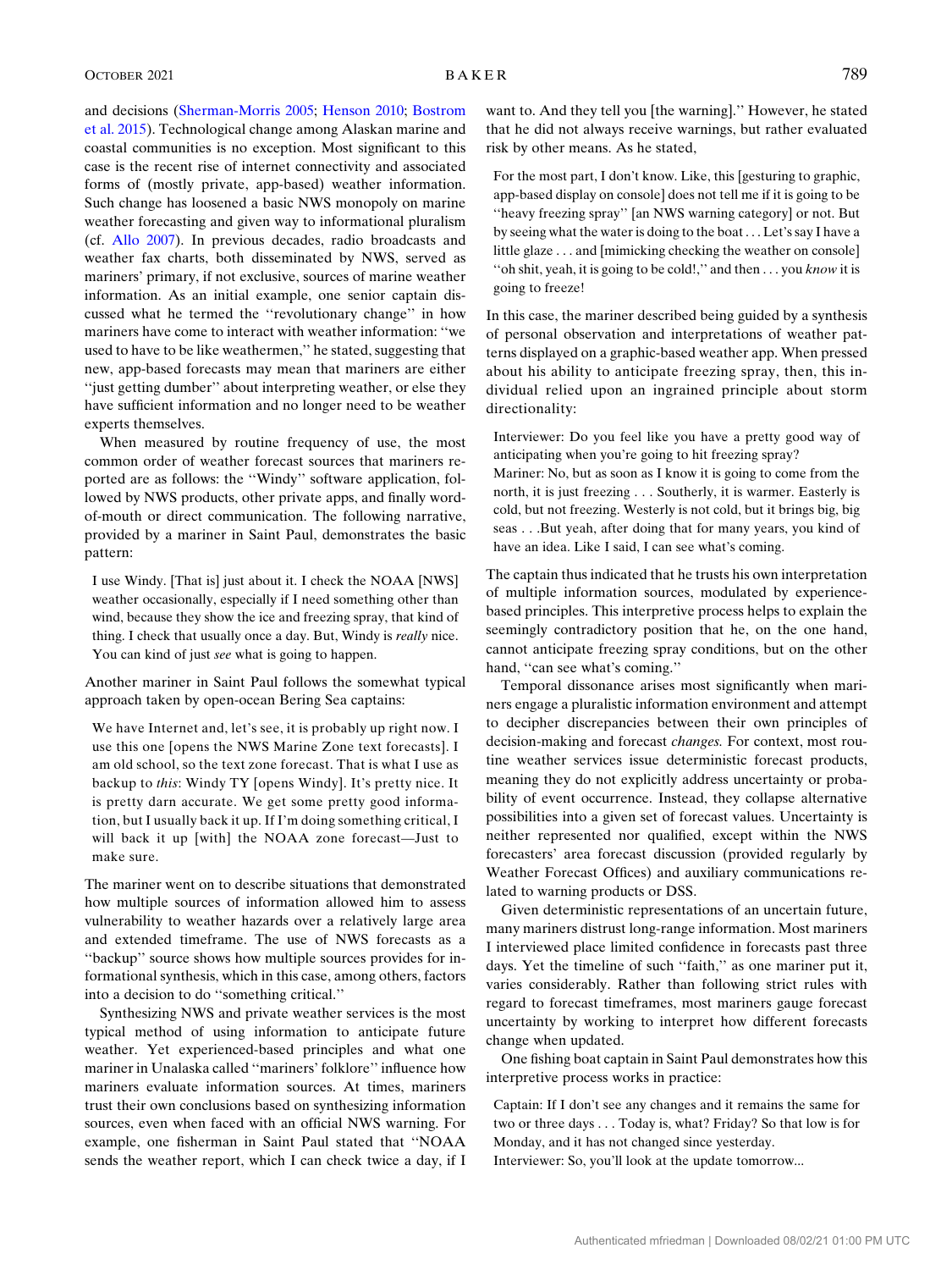and decisions (Sherman-Morris 2005; Henson 2010; Bostrom et al. 2015). Technological change among Alaskan marine and coastal communities is no exception. Most significant to this case is the recent rise of internet connectivity and associated forms of (mostly private, app-based) weather information. Such change has loosened a basic NWS monopoly on marine weather forecasting and given way to informational pluralism (cf. Allo 2007). In previous decades, radio broadcasts and weather fax charts, both disseminated by NWS, served as mariners' primary, if not exclusive, sources of marine weather information. As an initial example, one senior captain discussed what he termed the ''revolutionary change'' in how mariners have come to interact with weather information: ''we used to have to be like weathermen,'' he stated, suggesting that new, app-based forecasts may mean that mariners are either ''just getting dumber'' about interpreting weather, or else they have sufficient information and no longer need to be weather experts themselves.

When measured by routine frequency of use, the most common order of weather forecast sources that mariners reported are as follows: the ''Windy'' software application, followed by NWS products, other private apps, and finally word-of-mouth or direct communication. The following narrative, provided by a mariner in Saint Paul, demonstrates the basic pattern:

> I use Windy. [That is] just about it. I check the NOAA [NWS] weather occasionally, especially if I need something other than wind, because they show the ice and freezing spray, that kind of thing. I check that usually once a day. But, Windy is *really* nice. You can kind of just *see* what is going to happen.

Another mariner in Saint Paul follows the somewhat typical approach taken by open-ocean Bering Sea captains:

> We have Internet and, let's see, it is probably up right now. I use this one [opens the NWS Marine Zone text forecasts]. I am old school, so the text zone forecast. That is what I use as backup to *this*: Windy TY [opens Windy]. It's pretty nice. It is pretty darn accurate. We get some pretty good information, but I usually back it up. If I'm doing something critical, I will back it up [with] the NOAA zone forecast—Just to make sure.

The mariner went on to describe situations that demonstrated how multiple sources of information allowed him to assess vulnerability to weather hazards over a relatively large area and extended timeframe. The use of NWS forecasts as a ''backup'' source shows how multiple sources provides for informational synthesis, which in this case, among others, factors into a decision to do ''something critical.''

Synthesizing NWS and private weather services is the most typical method of using information to anticipate future weather. Yet experienced-based principles and what one mariner in Unalaska called ''mariners' folklore'' influence how mariners evaluate information sources. At times, mariners trust their own conclusions based on synthesizing information sources, even when faced with an official NWS warning. For example, one fisherman in Saint Paul stated that ''NOAA sends the weather report, which I can check twice a day, if I want to. And they tell you [the warning].'' However, he stated that he did not always receive warnings, but rather evaluated risk by other means. As he stated,

> For the most part, I don't know. Like, this [gesturing to graphic, app-based display on console] does not tell me if it is going to be ''heavy freezing spray'' [an NWS warning category] or not. But by seeing what the water is doing to the boat . . . Let's say I have a little glaze . . . and [mimicking checking the weather on console] ''oh shit, yeah, it is going to be cold!,'' and then . . . you *know* it is going to freeze!

In this case, the mariner described being guided by a synthesis of personal observation and interpretations of weather patterns displayed on a graphic-based weather app. When pressed about his ability to anticipate freezing spray, then, this individual relied upon an ingrained principle about storm directionality:

> Interviewer: Do you feel like you have a pretty good way of anticipating when you're going to hit freezing spray?
> Mariner: No, but as soon as I know it is going to come from the north, it is just freezing . . . Southerly, it is warmer. Easterly is cold, but not freezing. Westerly is not cold, but it brings big, big seas . . .But yeah, after doing that for many years, you kind of have an idea. Like I said, I can see what's coming.

The captain thus indicated that he trusts his own interpretation of multiple information sources, modulated by experience-based principles. This interpretive process helps to explain the seemingly contradictory position that he, on the one hand, cannot anticipate freezing spray conditions, but on the other hand, ''can see what's coming.''

Temporal dissonance arises most significantly when mariners engage a pluralistic information environment and attempt to decipher discrepancies between their own principles of decision-making and forecast *changes.* For context, most routine weather services issue deterministic forecast products, meaning they do not explicitly address uncertainty or probability of event occurrence. Instead, they collapse alternative possibilities into a given set of forecast values. Uncertainty is neither represented nor qualified, except within the NWS forecasters' area forecast discussion (provided regularly by Weather Forecast Offices) and auxiliary communications related to warning products or DSS.

Given deterministic representations of an uncertain future, many mariners distrust long-range information. Most mariners I interviewed place limited confidence in forecasts past three days. Yet the timeline of such ''faith,'' as one mariner put it, varies considerably. Rather than following strict rules with regard to forecast timeframes, most mariners gauge forecast uncertainty by working to interpret how different forecasts change when updated.

One fishing boat captain in Saint Paul demonstrates how this interpretive process works in practice:

> Captain: If I don't see any changes and it remains the same for two or three days . . . Today is, what? Friday? So that low is for Monday, and it has not changed since yesterday.
> Interviewer: So, you'll look at the update tomorrow...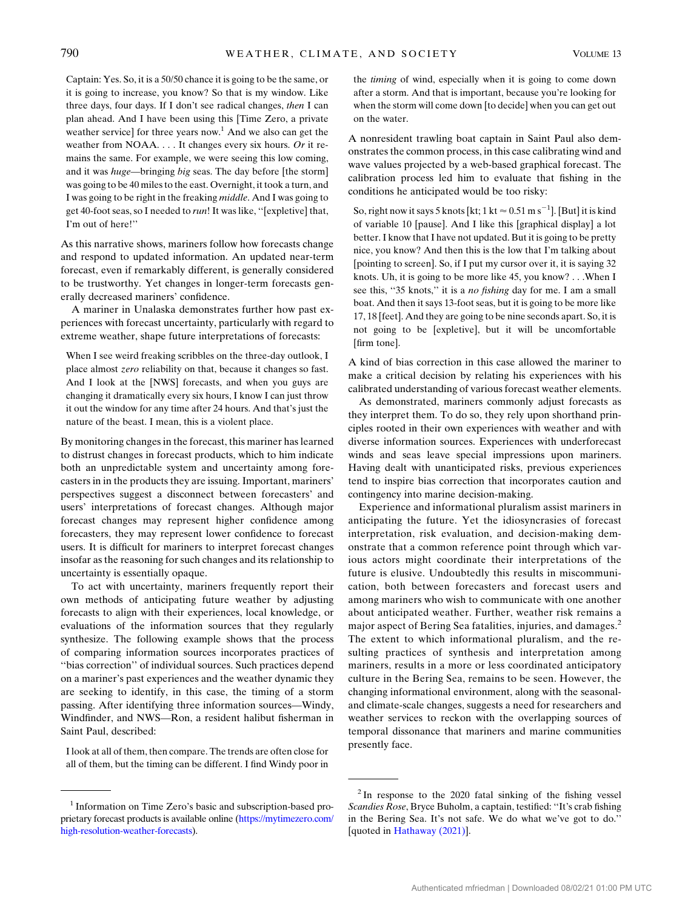> Captain: Yes. So, it is a 50/50 chance it is going to be the same, or it is going to increase, you know? So that is my window. Like three days, four days. If I don't see radical changes, *then* I can plan ahead. And I have been using this [Time Zero, a private weather service] for three years now.[1] And we also can get the weather from NOAA. . . . It changes every six hours. *Or* it remains the same. For example, we were seeing this low coming, and it was *huge*—bringing *big* seas. The day before [the storm] was going to be 40 miles to the east. Overnight, it took a turn, and I was going to be right in the freaking *middle*. And I was going to get 40-foot seas, so I needed to *run*! It was like, "[expletive] that, I'm out of here!"

As this narrative shows, mariners follow how forecasts change and respond to updated information. An updated near-term forecast, even if remarkably different, is generally considered to be trustworthy. Yet changes in longer-term forecasts generally decreased mariners' confidence.

A mariner in Unalaska demonstrates further how past experiences with forecast uncertainty, particularly with regard to extreme weather, shape future interpretations of forecasts:

> When I see weird freaking scribbles on the three-day outlook, I place almost *zero* reliability on that, because it changes so fast. And I look at the [NWS] forecasts, and when you guys are changing it dramatically every six hours, I know I can just throw it out the window for any time after 24 hours. And that's just the nature of the beast. I mean, this is a violent place.

By monitoring changes in the forecast, this mariner has learned to distrust changes in forecast products, which to him indicate both an unpredictable system and uncertainty among forecasters in in the products they are issuing. Important, mariners' perspectives suggest a disconnect between forecasters' and users' interpretations of forecast changes. Although major forecast changes may represent higher confidence among forecasters, they may represent lower confidence to forecast users. It is difficult for mariners to interpret forecast changes insofar as the reasoning for such changes and its relationship to uncertainty is essentially opaque.

To act with uncertainty, mariners frequently report their own methods of anticipating future weather by adjusting forecasts to align with their experiences, local knowledge, or evaluations of the information sources that they regularly synthesize. The following example shows that the process of comparing information sources incorporates practices of "bias correction" of individual sources. Such practices depend on a mariner's past experiences and the weather dynamic they are seeking to identify, in this case, the timing of a storm passing. After identifying three information sources—Windy, Windfinder, and NWS—Ron, a resident halibut fisherman in Saint Paul, described:

> I look at all of them, then compare. The trends are often close for all of them, but the timing can be different. I find Windy poor in the *timing* of wind, especially when it is going to come down after a storm. And that is important, because you're looking for when the storm will come down [to decide] when you can get out on the water.

A nonresident trawling boat captain in Saint Paul also demonstrates the common process, in this case calibrating wind and wave values projected by a web-based graphical forecast. The calibration process led him to evaluate that fishing in the conditions he anticipated would be too risky:

> So, right now it says 5 knots [kt; 1 kt ≈ 0.51 m s$^{-1}$]. [But] it is kind of variable 10 [pause]. And I like this [graphical display] a lot better. I know that I have not updated. But it is going to be pretty nice, you know? And then this is the low that I'm talking about [pointing to screen]. So, if I put my cursor over it, it is saying 32 knots. Uh, it is going to be more like 45, you know? . . .When I see this, "35 knots," it is a *no fishing* day for me. I am a small boat. And then it says 13-foot seas, but it is going to be more like 17, 18 [feet]. And they are going to be nine seconds apart. So, it is not going to be [expletive], but it will be uncomfortable [firm tone].

A kind of bias correction in this case allowed the mariner to make a critical decision by relating his experiences with his calibrated understanding of various forecast weather elements.

As demonstrated, mariners commonly adjust forecasts as they interpret them. To do so, they rely upon shorthand principles rooted in their own experiences with weather and with diverse information sources. Experiences with underforecast winds and seas leave special impressions upon mariners. Having dealt with unanticipated risks, previous experiences tend to inspire bias correction that incorporates caution and contingency into marine decision-making.

Experience and informational pluralism assist mariners in anticipating the future. Yet the idiosyncrasies of forecast interpretation, risk evaluation, and decision-making demonstrate that a common reference point through which various actors might coordinate their interpretations of the future is elusive. Undoubtedly this results in miscommunication, both between forecasters and forecast users and among mariners who wish to communicate with one another about anticipated weather. Further, weather risk remains a major aspect of Bering Sea fatalities, injuries, and damages.[2] The extent to which informational pluralism, and the resulting practices of synthesis and interpretation among mariners, results in a more or less coordinated anticipatory culture in the Bering Sea, remains to be seen. However, the changing informational environment, along with the seasonal- and climate-scale changes, suggests a need for researchers and weather services to reckon with the overlapping sources of temporal dissonance that mariners and marine communities presently face.

---

[1] Information on Time Zero's basic and subscription-based proprietary forecast products is available online (https://mytimezero.com/high-resolution-weather-forecasts).

[2] In response to the 2020 fatal sinking of the fishing vessel *Scandies Rose*, Bryce Buholm, a captain, testified: "It's crab fishing in the Bering Sea. It's not safe. We do what we've got to do." [quoted in Hathaway (2021)].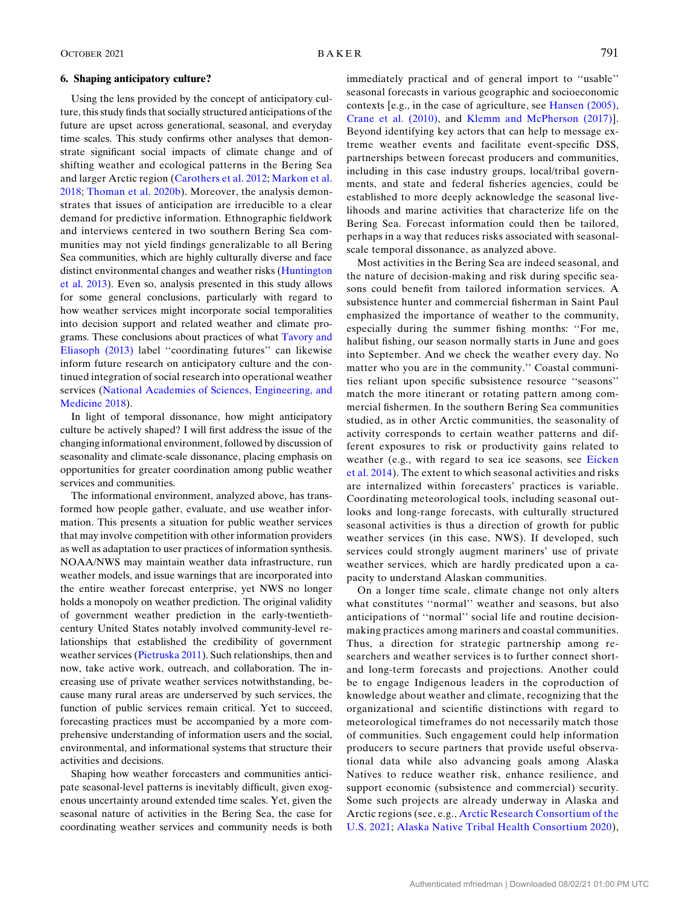## 6. Shaping anticipatory culture?

Using the lens provided by the concept of anticipatory culture, this study finds that socially structured anticipations of the future are upset across generational, seasonal, and everyday time scales. This study confirms other analyses that demonstrate significant social impacts of climate change and of shifting weather and ecological patterns in the Bering Sea and larger Arctic region (Carothers et al. 2012; Markon et al. 2018; Thoman et al. 2020b). Moreover, the analysis demonstrates that issues of anticipation are irreducible to a clear demand for predictive information. Ethnographic fieldwork and interviews centered in two southern Bering Sea communities may not yield findings generalizable to all Bering Sea communities, which are highly culturally diverse and face distinct environmental changes and weather risks (Huntington et al. 2013). Even so, analysis presented in this study allows for some general conclusions, particularly with regard to how weather services might incorporate social temporalities into decision support and related weather and climate programs. These conclusions about practices of what Tavory and Eliasoph (2013) label ''coordinating futures'' can likewise inform future research on anticipatory culture and the continued integration of social research into operational weather services (National Academies of Sciences, Engineering, and Medicine 2018).

In light of temporal dissonance, how might anticipatory culture be actively shaped? I will first address the issue of the changing informational environment, followed by discussion of seasonality and climate-scale dissonance, placing emphasis on opportunities for greater coordination among public weather services and communities.

The informational environment, analyzed above, has transformed how people gather, evaluate, and use weather information. This presents a situation for public weather services that may involve competition with other information providers as well as adaptation to user practices of information synthesis. NOAA/NWS may maintain weather data infrastructure, run weather models, and issue warnings that are incorporated into the entire weather forecast enterprise, yet NWS no longer holds a monopoly on weather prediction. The original validity of government weather prediction in the early-twentieth-century United States notably involved community-level relationships that established the credibility of government weather services (Pietruska 2011). Such relationships, then and now, take active work, outreach, and collaboration. The increasing use of private weather services notwithstanding, because many rural areas are underserved by such services, the function of public services remain critical. Yet to succeed, forecasting practices must be accompanied by a more comprehensive understanding of information users and the social, environmental, and informational systems that structure their activities and decisions.

Shaping how weather forecasters and communities anticipate seasonal-level patterns is inevitably difficult, given exogenous uncertainty around extended time scales. Yet, given the seasonal nature of activities in the Bering Sea, the case for coordinating weather services and community needs is both immediately practical and of general import to ''usable'' seasonal forecasts in various geographic and socioeconomic contexts [e.g., in the case of agriculture, see Hansen (2005), Crane et al. (2010), and Klemm and McPherson (2017)]. Beyond identifying key actors that can help to message extreme weather events and facilitate event-specific DSS, partnerships between forecast producers and communities, including in this case industry groups, local/tribal governments, and state and federal fisheries agencies, could be established to more deeply acknowledge the seasonal livelihoods and marine activities that characterize life on the Bering Sea. Forecast information could then be tailored, perhaps in a way that reduces risks associated with seasonal-scale temporal dissonance, as analyzed above.

Most activities in the Bering Sea are indeed seasonal, and the nature of decision-making and risk during specific seasons could benefit from tailored information services. A subsistence hunter and commercial fisherman in Saint Paul emphasized the importance of weather to the community, especially during the summer fishing months: ''For me, halibut fishing, our season normally starts in June and goes into September. And we check the weather every day. No matter who you are in the community.'' Coastal communities reliant upon specific subsistence resource ''seasons'' match the more itinerant or rotating pattern among commercial fishermen. In the southern Bering Sea communities studied, as in other Arctic communities, the seasonality of activity corresponds to certain weather patterns and different exposures to risk or productivity gains related to weather (e.g., with regard to sea ice seasons, see Eicken et al. 2014). The extent to which seasonal activities and risks are internalized within forecasters' practices is variable. Coordinating meteorological tools, including seasonal outlooks and long-range forecasts, with culturally structured seasonal activities is thus a direction of growth for public weather services (in this case, NWS). If developed, such services could strongly augment mariners' use of private weather services, which are hardly predicated upon a capacity to understand Alaskan communities.

On a longer time scale, climate change not only alters what constitutes ''normal'' weather and seasons, but also anticipations of ''normal'' social life and routine decision-making practices among mariners and coastal communities. Thus, a direction for strategic partnership among researchers and weather services is to further connect short- and long-term forecasts and projections. Another could be to engage Indigenous leaders in the coproduction of knowledge about weather and climate, recognizing that the organizational and scientific distinctions with regard to meteorological timeframes do not necessarily match those of communities. Such engagement could help information producers to secure partners that provide useful observational data while also advancing goals among Alaska Natives to reduce weather risk, enhance resilience, and support economic (subsistence and commercial) security. Some such projects are already underway in Alaska and Arctic regions (see, e.g., Arctic Research Consortium of the U.S. 2021; Alaska Native Tribal Health Consortium 2020),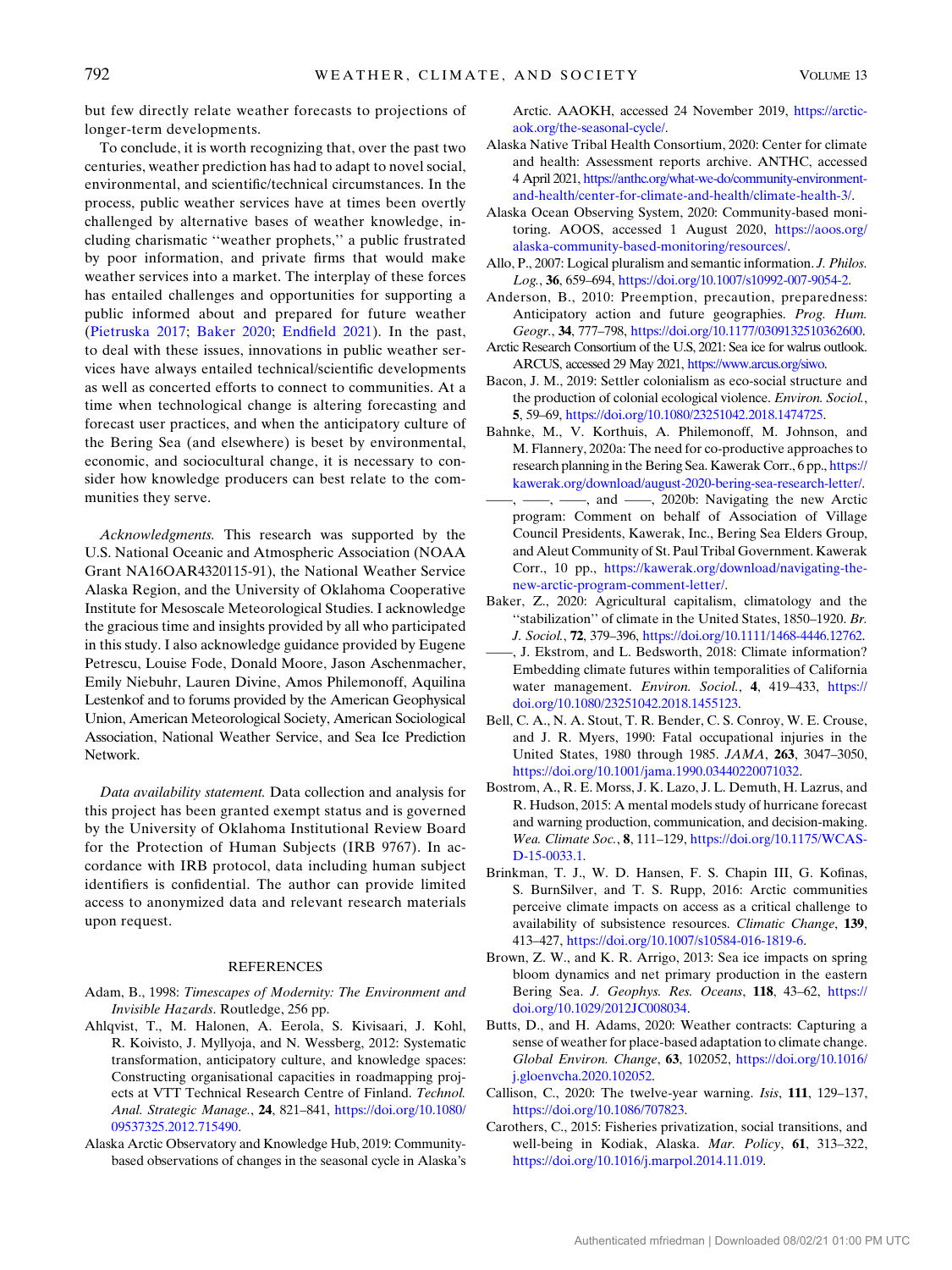but few directly relate weather forecasts to projections of longer-term developments.

To conclude, it is worth recognizing that, over the past two centuries, weather prediction has had to adapt to novel social, environmental, and scientific/technical circumstances. In the process, public weather services have at times been overtly challenged by alternative bases of weather knowledge, including charismatic "weather prophets," a public frustrated by poor information, and private firms that would make weather services into a market. The interplay of these forces has entailed challenges and opportunities for supporting a public informed about and prepared for future weather (Pietruska 2017; Baker 2020; Endfield 2021). In the past, to deal with these issues, innovations in public weather services have always entailed technical/scientific developments as well as concerted efforts to connect to communities. At a time when technological change is altering forecasting and forecast user practices, and when the anticipatory culture of the Bering Sea (and elsewhere) is beset by environmental, economic, and sociocultural change, it is necessary to consider how knowledge producers can best relate to the communities they serve.

*Acknowledgments.* This research was supported by the U.S. National Oceanic and Atmospheric Association (NOAA Grant NA16OAR4320115-91), the National Weather Service Alaska Region, and the University of Oklahoma Cooperative Institute for Mesoscale Meteorological Studies. I acknowledge the gracious time and insights provided by all who participated in this study. I also acknowledge guidance provided by Eugene Petrescu, Louise Fode, Donald Moore, Jason Aschenmacher, Emily Niebuhr, Lauren Divine, Amos Philemonoff, Aquilina Lestenkof and to forums provided by the American Geophysical Union, American Meteorological Society, American Sociological Association, National Weather Service, and Sea Ice Prediction Network.

*Data availability statement.* Data collection and analysis for this project has been granted exempt status and is governed by the University of Oklahoma Institutional Review Board for the Protection of Human Subjects (IRB 9767). In accordance with IRB protocol, data including human subject identifiers is confidential. The author can provide limited access to anonymized data and relevant research materials upon request.

## REFERENCES

Adam, B., 1998: *Timescapes of Modernity: The Environment and Invisible Hazards*. Routledge, 256 pp.

Ahlqvist, T., M. Halonen, A. Eerola, S. Kivisaari, J. Kohl, R. Koivisto, J. Myllyoja, and N. Wessberg, 2012: Systematic transformation, anticipatory culture, and knowledge spaces: Constructing organisational capacities in roadmapping projects at VTT Technical Research Centre of Finland. *Technol. Anal. Strategic Manage.*, **24**, 821–841, https://doi.org/10.1080/09537325.2012.715490.

Alaska Arctic Observatory and Knowledge Hub, 2019: Community-based observations of changes in the seasonal cycle in Alaska's Arctic. AAOKH, accessed 24 November 2019, https://arctic-aok.org/the-seasonal-cycle/.

Alaska Native Tribal Health Consortium, 2020: Center for climate and health: Assessment reports archive. ANTHC, accessed 4 April 2021, https://anthc.org/what-we-do/community-environment-and-health/center-for-climate-and-health/climate-health-3/.

Alaska Ocean Observing System, 2020: Community-based monitoring. AOOS, accessed 1 August 2020, https://aoos.org/alaska-community-based-monitoring/resources/.

Allo, P., 2007: Logical pluralism and semantic information. *J. Philos. Log.*, **36**, 659–694, https://doi.org/10.1007/s10992-007-9054-2.

Anderson, B., 2010: Preemption, precaution, preparedness: Anticipatory action and future geographies. *Prog. Hum. Geogr.*, **34**, 777–798, https://doi.org/10.1177/0309132510362600.

Arctic Research Consortium of the U.S, 2021: Sea ice for walrus outlook. ARCUS, accessed 29 May 2021, https://www.arcus.org/siwo.

Bacon, J. M., 2019: Settler colonialism as eco-social structure and the production of colonial ecological violence. *Environ. Sociol.*, **5**, 59–69, https://doi.org/10.1080/23251042.2018.1474725.

Bahnke, M., V. Korthuis, A. Philemonoff, M. Johnson, and M. Flannery, 2020a: The need for co-productive approaches to research planning in the Bering Sea. Kawerak Corr., 6 pp., https://kawerak.org/download/august-2020-bering-sea-research-letter/.

——, ——, ——, and ——, 2020b: Navigating the new Arctic program: Comment on behalf of Association of Village Council Presidents, Kawerak, Inc., Bering Sea Elders Group, and Aleut Community of St. Paul Tribal Government. Kawerak Corr., 10 pp., https://kawerak.org/download/navigating-the-new-arctic-program-comment-letter/.

Baker, Z., 2020: Agricultural capitalism, climatology and the "stabilization" of climate in the United States, 1850–1920. *Br. J. Sociol.*, **72**, 379–396, https://doi.org/10.1111/1468-4446.12762.

——, J. Ekstrom, and L. Bedsworth, 2018: Climate information? Embedding climate futures within temporalities of California water management. *Environ. Sociol.*, **4**, 419–433, https://doi.org/10.1080/23251042.2018.1455123.

Bell, C. A., N. A. Stout, T. R. Bender, C. S. Conroy, W. E. Crouse, and J. R. Myers, 1990: Fatal occupational injuries in the United States, 1980 through 1985. *JAMA*, **263**, 3047–3050, https://doi.org/10.1001/jama.1990.03440220071032.

Bostrom, A., R. E. Morss, J. K. Lazo, J. L. Demuth, H. Lazrus, and R. Hudson, 2015: A mental models study of hurricane forecast and warning production, communication, and decision-making. *Wea. Climate Soc.*, **8**, 111–129, https://doi.org/10.1175/WCAS-D-15-0033.1.

Brinkman, T. J., W. D. Hansen, F. S. Chapin III, G. Kofinas, S. BurnSilver, and T. S. Rupp, 2016: Arctic communities perceive climate impacts on access as a critical challenge to availability of subsistence resources. *Climatic Change*, **139**, 413–427, https://doi.org/10.1007/s10584-016-1819-6.

Brown, Z. W., and K. R. Arrigo, 2013: Sea ice impacts on spring bloom dynamics and net primary production in the eastern Bering Sea. *J. Geophys. Res. Oceans*, **118**, 43–62, https://doi.org/10.1029/2012JC008034.

Butts, D., and H. Adams, 2020: Weather contracts: Capturing a sense of weather for place-based adaptation to climate change. *Global Environ. Change*, **63**, 102052, https://doi.org/10.1016/j.gloenvcha.2020.102052.

Callison, C., 2020: The twelve-year warning. *Isis*, **111**, 129–137, https://doi.org/10.1086/707823.

Carothers, C., 2015: Fisheries privatization, social transitions, and well-being in Kodiak, Alaska. *Mar. Policy*, **61**, 313–322, https://doi.org/10.1016/j.marpol.2014.11.019.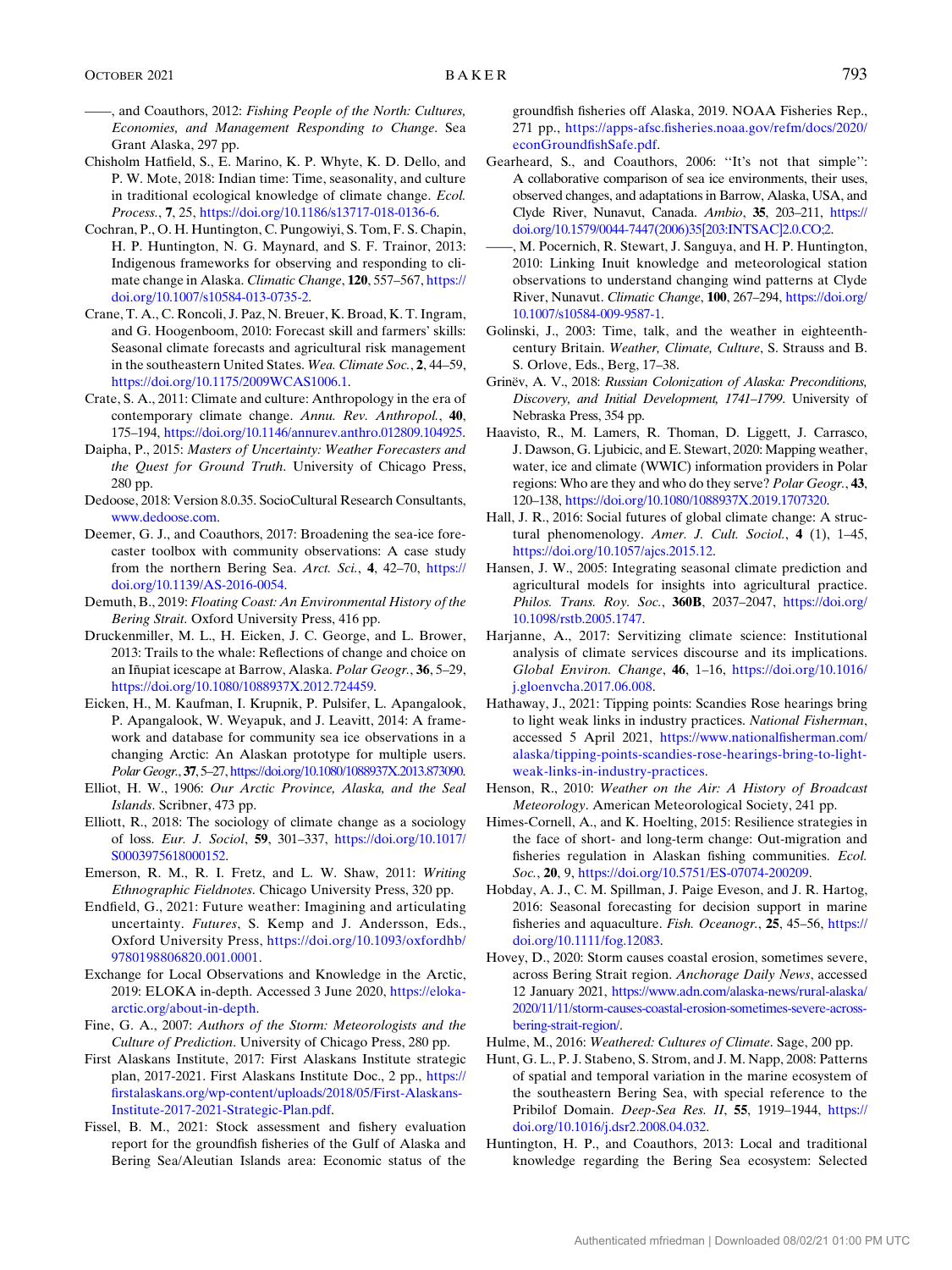——, and Coauthors, 2012: *Fishing People of the North: Cultures, Economies, and Management Responding to Change*. Sea Grant Alaska, 297 pp.

Chisholm Hatfield, S., E. Marino, K. P. Whyte, K. D. Dello, and P. W. Mote, 2018: Indian time: Time, seasonality, and culture in traditional ecological knowledge of climate change. *Ecol. Process.*, **7**, 25, https://doi.org/10.1186/s13717-018-0136-6.

Cochran, P., O. H. Huntington, C. Pungowiyi, S. Tom, F. S. Chapin, H. P. Huntington, N. G. Maynard, and S. F. Trainor, 2013: Indigenous frameworks for observing and responding to climate change in Alaska. *Climatic Change*, **120**, 557–567, https://doi.org/10.1007/s10584-013-0735-2.

Crane, T. A., C. Roncoli, J. Paz, N. Breuer, K. Broad, K. T. Ingram, and G. Hoogenboom, 2010: Forecast skill and farmers' skills: Seasonal climate forecasts and agricultural risk management in the southeastern United States. *Wea. Climate Soc.*, **2**, 44–59, https://doi.org/10.1175/2009WCAS1006.1.

Crate, S. A., 2011: Climate and culture: Anthropology in the era of contemporary climate change. *Annu. Rev. Anthropol.*, **40**, 175–194, https://doi.org/10.1146/annurev.anthro.012809.104925.

Daipha, P., 2015: *Masters of Uncertainty: Weather Forecasters and the Quest for Ground Truth*. University of Chicago Press, 280 pp.

Dedoose, 2018: Version 8.0.35. SocioCultural Research Consultants, www.dedoose.com.

Deemer, G. J., and Coauthors, 2017: Broadening the sea-ice forecaster toolbox with community observations: A case study from the northern Bering Sea. *Arct. Sci.*, **4**, 42–70, https://doi.org/10.1139/AS-2016-0054.

Demuth, B., 2019: *Floating Coast: An Environmental History of the Bering Strait*. Oxford University Press, 416 pp.

Druckenmiller, M. L., H. Eicken, J. C. George, and L. Brower, 2013: Trails to the whale: Reflections of change and choice on an Iñupiat icescape at Barrow, Alaska. *Polar Geogr.*, **36**, 5–29, https://doi.org/10.1080/1088937X.2012.724459.

Eicken, H., M. Kaufman, I. Krupnik, P. Pulsifer, L. Apangalook, P. Apangalook, W. Weyapuk, and J. Leavitt, 2014: A framework and database for community sea ice observations in a changing Arctic: An Alaskan prototype for multiple users. *Polar Geogr.*, **37**, 5–27, https://doi.org/10.1080/1088937X.2013.873090.

Elliot, H. W., 1906: *Our Arctic Province, Alaska, and the Seal Islands*. Scribner, 473 pp.

Elliott, R., 2018: The sociology of climate change as a sociology of loss. *Eur. J. Sociol*, **59**, 301–337, https://doi.org/10.1017/S0003975618000152.

Emerson, R. M., R. I. Fretz, and L. W. Shaw, 2011: *Writing Ethnographic Fieldnotes*. Chicago University Press, 320 pp.

Endfield, G., 2021: Future weather: Imagining and articulating uncertainty. *Futures*, S. Kemp and J. Andersson, Eds., Oxford University Press, https://doi.org/10.1093/oxfordhb/9780198806820.001.0001.

Exchange for Local Observations and Knowledge in the Arctic, 2019: ELOKA in-depth. Accessed 3 June 2020, https://eloka-arctic.org/about-in-depth.

Fine, G. A., 2007: *Authors of the Storm: Meteorologists and the Culture of Prediction*. University of Chicago Press, 280 pp.

First Alaskans Institute, 2017: First Alaskans Institute strategic plan, 2017-2021. First Alaskans Institute Doc., 2 pp., https://firstalaskans.org/wp-content/uploads/2018/05/First-Alaskans-Institute-2017-2021-Strategic-Plan.pdf.

Fissel, B. M., 2021: Stock assessment and fishery evaluation report for the groundfish fisheries of the Gulf of Alaska and Bering Sea/Aleutian Islands area: Economic status of the groundfish fisheries off Alaska, 2019. NOAA Fisheries Rep., 271 pp., https://apps-afsc.fisheries.noaa.gov/refm/docs/2020/econGroundfishSafe.pdf.

Gearheard, S., and Coauthors, 2006: ''It's not that simple'': A collaborative comparison of sea ice environments, their uses, observed changes, and adaptations in Barrow, Alaska, USA, and Clyde River, Nunavut, Canada. *Ambio*, **35**, 203–211, https://doi.org/10.1579/0044-7447(2006)35[203:INTSAC]2.0.CO;2.

——, M. Pocernich, R. Stewart, J. Sanguya, and H. P. Huntington, 2010: Linking Inuit knowledge and meteorological station observations to understand changing wind patterns at Clyde River, Nunavut. *Climatic Change*, **100**, 267–294, https://doi.org/10.1007/s10584-009-9587-1.

Golinski, J., 2003: Time, talk, and the weather in eighteenth-century Britain. *Weather, Climate, Culture*, S. Strauss and B. S. Orlove, Eds., Berg, 17–38.

Grinëv, A. V., 2018: *Russian Colonization of Alaska: Preconditions, Discovery, and Initial Development, 1741–1799*. University of Nebraska Press, 354 pp.

Haavisto, R., M. Lamers, R. Thoman, D. Liggett, J. Carrasco, J. Dawson, G. Ljubicic, and E. Stewart, 2020: Mapping weather, water, ice and climate (WWIC) information providers in Polar regions: Who are they and who do they serve? *Polar Geogr.*, **43**, 120–138, https://doi.org/10.1080/1088937X.2019.1707320.

Hall, J. R., 2016: Social futures of global climate change: A structural phenomenology. *Amer. J. Cult. Sociol.*, **4** (1), 1–45, https://doi.org/10.1057/ajcs.2015.12.

Hansen, J. W., 2005: Integrating seasonal climate prediction and agricultural models for insights into agricultural practice. *Philos. Trans. Roy. Soc.*, **360B**, 2037–2047, https://doi.org/10.1098/rstb.2005.1747.

Harjanne, A., 2017: Servitizing climate science: Institutional analysis of climate services discourse and its implications. *Global Environ. Change*, **46**, 1–16, https://doi.org/10.1016/j.gloenvcha.2017.06.008.

Hathaway, J., 2021: Tipping points: Scandies Rose hearings bring to light weak links in industry practices. *National Fisherman*, accessed 5 April 2021, https://www.nationalfisherman.com/alaska/tipping-points-scandies-rose-hearings-bring-to-light-weak-links-in-industry-practices.

Henson, R., 2010: *Weather on the Air: A History of Broadcast Meteorology*. American Meteorological Society, 241 pp.

Himes-Cornell, A., and K. Hoelting, 2015: Resilience strategies in the face of short- and long-term change: Out-migration and fisheries regulation in Alaskan fishing communities. *Ecol. Soc.*, **20**, 9, https://doi.org/10.5751/ES-07074-200209.

Hobday, A. J., C. M. Spillman, J. Paige Eveson, and J. R. Hartog, 2016: Seasonal forecasting for decision support in marine fisheries and aquaculture. *Fish. Oceanogr.*, **25**, 45–56, https://doi.org/10.1111/fog.12083.

Hovey, D., 2020: Storm causes coastal erosion, sometimes severe, across Bering Strait region. *Anchorage Daily News*, accessed 12 January 2021, https://www.adn.com/alaska-news/rural-alaska/2020/11/11/storm-causes-coastal-erosion-sometimes-severe-across-bering-strait-region/.

Hulme, M., 2016: *Weathered: Cultures of Climate*. Sage, 200 pp.

Hunt, G. L., P. J. Stabeno, S. Strom, and J. M. Napp, 2008: Patterns of spatial and temporal variation in the marine ecosystem of the southeastern Bering Sea, with special reference to the Pribilof Domain. *Deep-Sea Res. II*, **55**, 1919–1944, https://doi.org/10.1016/j.dsr2.2008.04.032.

Huntington, H. P., and Coauthors, 2013: Local and traditional knowledge regarding the Bering Sea ecosystem: Selected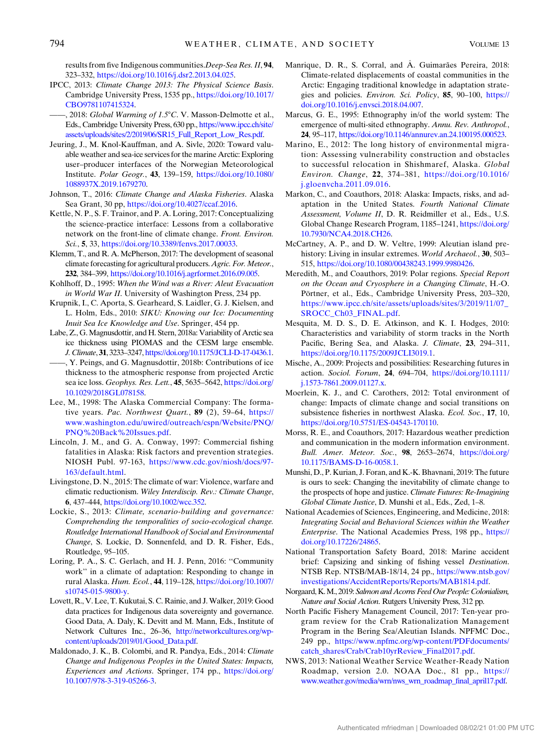results from five Indigenous communities. *Deep-Sea Res. II*, **94**, 323–332, https://doi.org/10.1016/j.dsr2.2013.04.025.

IPCC, 2013: *Climate Change 2013: The Physical Science Basis*. Cambridge University Press, 1535 pp., https://doi.org/10.1017/CBO9781107415324.

——, 2018: *Global Warming of 1.5°C*. V. Masson-Delmotte et al., Eds., Cambridge University Press, 630 pp., https://www.ipcc.ch/site/assets/uploads/sites/2/2019/06/SR15_Full_Report_Low_Res.pdf.

Jeuring, J., M. Knol-Kauffman, and A. Sivle, 2020: Toward valuable weather and sea-ice services for the marine Arctic: Exploring user–producer interfaces of the Norwegian Meteorological Institute. *Polar Geogr.*, **43**, 139–159, https://doi.org/10.1080/1088937X.2019.1679270.

Johnson, T., 2016: *Climate Change and Alaska Fisheries*. Alaska Sea Grant, 30 pp, https://doi.org/10.4027/ccaf.2016.

Kettle, N. P., S. F. Trainor, and P. A. Loring, 2017: Conceptualizing the science-practice interface: Lessons from a collaborative network on the front-line of climate change. *Front. Environ. Sci.*, **5**, 33, https://doi.org/10.3389/fenvs.2017.00033.

Klemm, T., and R. A. McPherson, 2017: The development of seasonal climate forecasting for agricultural producers. *Agric. For. Meteor.*, **232**, 384–399, https://doi.org/10.1016/j.agrformet.2016.09.005.

Kohlhoff, D., 1995: *When the Wind was a River: Aleut Evacuation in World War II*. University of Washington Press, 234 pp.

Krupnik, I., C. Aporta, S. Gearheard, S. Laidler, G. J. Kielsen, and L. Holm, Eds., 2010: *SIKU: Knowing our Ice: Documenting Inuit Sea Ice Knowledge and Use*. Springer, 454 pp.

Labe, Z., G. Magnusdottir, and H. Stern, 2018a: Variability of Arctic sea ice thickness using PIOMAS and the CESM large ensemble. *J. Climate*, **31**, 3233–3247, https://doi.org/10.1175/JCLI-D-17-0436.1.

——, Y. Peings, and G. Magnusdottir, 2018b: Contributions of ice thickness to the atmospheric response from projected Arctic sea ice loss. *Geophys. Res. Lett.*, **45**, 5635–5642, https://doi.org/10.1029/2018GL078158.

Lee, M., 1998: The Alaska Commercial Company: The formative years. *Pac. Northwest Quart.*, **89** (2), 59–64, https://www.washington.edu/uwired/outreach/cspn/Website/PNQ/PNQ%20Back%20Issues.pdf.

Lincoln, J. M., and G. A. Conway, 1997: Commercial fishing fatalities in Alaska: Risk factors and prevention strategies. NIOSH Publ. 97-163, https://www.cdc.gov/niosh/docs/97-163/default.html.

Livingstone, D. N., 2015: The climate of war: Violence, warfare and climatic reductionism. *Wiley Interdiscip. Rev.: Climate Change*, **6**, 437–444, https://doi.org/10.1002/wcc.352.

Lockie, S., 2013: *Climate, scenario-building and governance: Comprehending the temporalities of socio-ecological change. Routledge International Handbook of Social and Environmental Change*, S. Lockie, D. Sonnenfeld, and D. R. Fisher, Eds., Routledge, 95–105.

Loring, P. A., S. C. Gerlach, and H. J. Penn, 2016: "Community work" in a climate of adaptation: Responding to change in rural Alaska. *Hum. Ecol.*, **44**, 119–128, https://doi.org/10.1007/s10745-015-9800-y.

Lovett, R., V. Lee, T. Kukutai, S. C. Rainie, and J. Walker, 2019: Good data practices for Indigenous data sovereignty and governance. Good Data, A. Daly, K. Devitt and M. Mann, Eds., Institute of Network Cultures Inc., 26–36, http://networkcultures.org/wp-content/uploads/2019/01/Good_Data.pdf.

Maldonado, J. K., B. Colombi, and R. Pandya, Eds., 2014: *Climate Change and Indigenous Peoples in the United States: Impacts, Experiences and Actions*. Springer, 174 pp., https://doi.org/10.1007/978-3-319-05266-3.

Manrique, D. R., S. Corral, and Â. Guimarães Pereira, 2018: Climate-related displacements of coastal communities in the Arctic: Engaging traditional knowledge in adaptation strategies and policies. *Environ. Sci. Policy*, **85**, 90–100, https://doi.org/10.1016/j.envsci.2018.04.007.

Marcus, G. E., 1995: Ethnography in/of the world system: The emergence of multi-sited ethnography. *Annu. Rev. Anthropol.*, **24**, 95–117, https://doi.org/10.1146/annurev.an.24.100195.000523.

Marino, E., 2012: The long history of environmental migration: Assessing vulnerability construction and obstacles to successful relocation in Shishmaref, Alaska. *Global Environ. Change*, **22**, 374–381, https://doi.org/10.1016/j.gloenvcha.2011.09.016.

Markon, C., and Coauthors, 2018: Alaska: Impacts, risks, and adaptation in the United States. *Fourth National Climate Assessment, Volume II*, D. R. Reidmiller et al., Eds., U.S. Global Change Research Program, 1185–1241, https://doi.org/10.7930/NCA4.2018.CH26.

McCartney, A. P., and D. W. Veltre, 1999: Aleutian island prehistory: Living in insular extremes. *World Archaeol.*, **30**, 503–515, https://doi.org/10.1080/00438243.1999.9980426.

Meredith, M., and Coauthors, 2019: Polar regions. *Special Report on the Ocean and Cryosphere in a Changing Climate*, H.-O. Pörtner, et al., Eds., Cambridge University Press, 203–320, https://www.ipcc.ch/site/assets/uploads/sites/3/2019/11/07_SROCC_Ch03_FINAL.pdf.

Mesquita, M. D. S., D. E. Atkinson, and K. I. Hodges, 2010: Characteristics and variability of storm tracks in the North Pacific, Bering Sea, and Alaska. *J. Climate*, **23**, 294–311, https://doi.org/10.1175/2009JCLI3019.1.

Mische, A., 2009: Projects and possibilities: Researching futures in action. *Sociol. Forum*, **24**, 694–704, https://doi.org/10.1111/j.1573-7861.2009.01127.x.

Moerlein, K. J., and C. Carothers, 2012: Total environment of change: Impacts of climate change and social transitions on subsistence fisheries in northwest Alaska. *Ecol. Soc.*, **17**, 10, https://doi.org/10.5751/ES-04543-170110.

Morss, R. E., and Coauthors, 2017: Hazardous weather prediction and communication in the modern information environment. *Bull. Amer. Meteor. Soc.*, **98**, 2653–2674, https://doi.org/10.1175/BAMS-D-16-0058.1.

Munshi, D., P. Kurian, J. Foran, and K.-K. Bhavnani, 2019: The future is ours to seek: Changing the inevitability of climate change to the prospects of hope and justice. *Climate Futures: Re-Imagining Global Climate Justice*, D. Munshi et al., Eds., Zed, 1–8.

National Academies of Sciences, Engineering, and Medicine, 2018: *Integrating Social and Behavioral Sciences within the Weather Enterprise*. The National Academies Press, 198 pp., https://doi.org/10.17226/24865.

National Transportation Safety Board, 2018: Marine accident brief: Capsizing and sinking of fishing vessel *Destination*. NTSB Rep. NTSB/MAB-18/14, 24 pp., https://www.ntsb.gov/investigations/AccidentReports/Reports/MAB1814.pdf.

Norgaard, K. M., 2019: *Salmon and Acorns Feed Our People: Colonialism, Nature and Social Action*. Rutgers University Press, 312 pp.

North Pacific Fishery Management Council, 2017: Ten-year program review for the Crab Rationalization Management Program in the Bering Sea/Aleutian Islands. NPFMC Doc., 249 pp., https://www.npfmc.org/wp-content/PDFdocuments/catch_shares/Crab/Crab10yrReview_Final2017.pdf.

NWS, 2013: National Weather Service Weather-Ready Nation Roadmap, version 2.0. NOAA Doc., 81 pp., https://www.weather.gov/media/wrn/nws_wrn_roadmap_final_april17.pdf.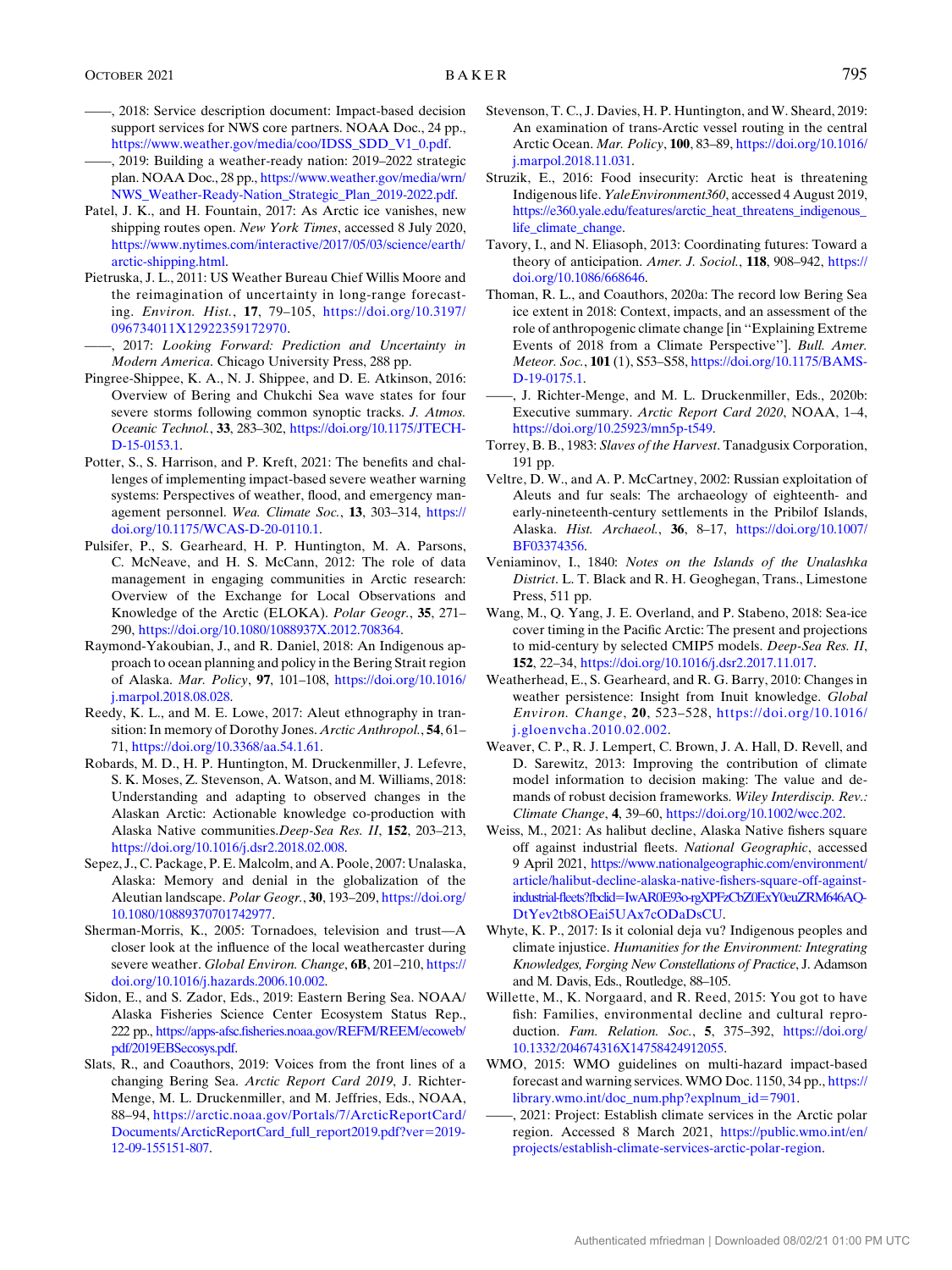——, 2018: Service description document: Impact-based decision support services for NWS core partners. NOAA Doc., 24 pp., https://www.weather.gov/media/coo/IDSS_SDD_V1_0.pdf.

——, 2019: Building a weather-ready nation: 2019–2022 strategic plan. NOAA Doc., 28 pp., https://www.weather.gov/media/wrn/NWS_Weather-Ready-Nation_Strategic_Plan_2019-2022.pdf.

Patel, J. K., and H. Fountain, 2017: As Arctic ice vanishes, new shipping routes open. *New York Times*, accessed 8 July 2020, https://www.nytimes.com/interactive/2017/05/03/science/earth/arctic-shipping.html.

Pietruska, J. L., 2011: US Weather Bureau Chief Willis Moore and the reimagination of uncertainty in long-range forecasting. *Environ. Hist.*, **17**, 79–105, https://doi.org/10.3197/096734011X12922359172970.

——, 2017: *Looking Forward: Prediction and Uncertainty in Modern America*. Chicago University Press, 288 pp.

Pingree-Shippee, K. A., N. J. Shippee, and D. E. Atkinson, 2016: Overview of Bering and Chukchi Sea wave states for four severe storms following common synoptic tracks. *J. Atmos. Oceanic Technol.*, **33**, 283–302, https://doi.org/10.1175/JTECH-D-15-0153.1.

Potter, S., S. Harrison, and P. Kreft, 2021: The benefits and challenges of implementing impact-based severe weather warning systems: Perspectives of weather, flood, and emergency management personnel. *Wea. Climate Soc.*, **13**, 303–314, https://doi.org/10.1175/WCAS-D-20-0110.1.

Pulsifer, P., S. Gearheard, H. P. Huntington, M. A. Parsons, C. McNeave, and H. S. McCann, 2012: The role of data management in engaging communities in Arctic research: Overview of the Exchange for Local Observations and Knowledge of the Arctic (ELOKA). *Polar Geogr.*, **35**, 271–290, https://doi.org/10.1080/1088937X.2012.708364.

Raymond-Yakoubian, J., and R. Daniel, 2018: An Indigenous approach to ocean planning and policy in the Bering Strait region of Alaska. *Mar. Policy*, **97**, 101–108, https://doi.org/10.1016/j.marpol.2018.08.028.

Reedy, K. L., and M. E. Lowe, 2017: Aleut ethnography in transition: In memory of Dorothy Jones. *Arctic Anthropol.*, **54**, 61–71, https://doi.org/10.3368/aa.54.1.61.

Robards, M. D., H. P. Huntington, M. Druckenmiller, J. Lefevre, S. K. Moses, Z. Stevenson, A. Watson, and M. Williams, 2018: Understanding and adapting to observed changes in the Alaskan Arctic: Actionable knowledge co-production with Alaska Native communities.*Deep-Sea Res. II*, **152**, 203–213, https://doi.org/10.1016/j.dsr2.2018.02.008.

Sepez, J., C. Package, P. E. Malcolm, and A. Poole, 2007: Unalaska, Alaska: Memory and denial in the globalization of the Aleutian landscape. *Polar Geogr.*, **30**, 193–209, https://doi.org/10.1080/10889370701742977.

Sherman-Morris, K., 2005: Tornadoes, television and trust—A closer look at the influence of the local weathercaster during severe weather. *Global Environ. Change*, **6B**, 201–210, https://doi.org/10.1016/j.hazards.2006.10.002.

Sidon, E., and S. Zador, Eds., 2019: Eastern Bering Sea. NOAA/Alaska Fisheries Science Center Ecosystem Status Rep., 222 pp., https://apps-afsc.fisheries.noaa.gov/REFM/REEM/ecoweb/pdf/2019EBSecosys.pdf.

Slats, R., and Coauthors, 2019: Voices from the front lines of a changing Bering Sea. *Arctic Report Card 2019*, J. Richter-Menge, M. L. Druckenmiller, and M. Jeffries, Eds., NOAA, 88–94, https://arctic.noaa.gov/Portals/7/ArcticReportCard/Documents/ArcticReportCard_full_report2019.pdf?ver=2019-12-09-155151-807.

Stevenson, T. C., J. Davies, H. P. Huntington, and W. Sheard, 2019: An examination of trans-Arctic vessel routing in the central Arctic Ocean. *Mar. Policy*, **100**, 83–89, https://doi.org/10.1016/j.marpol.2018.11.031.

Struzik, E., 2016: Food insecurity: Arctic heat is threatening Indigenous life. *YaleEnvironment360*, accessed 4 August 2019, https://e360.yale.edu/features/arctic_heat_threatens_indigenous_life_climate_change.

Tavory, I., and N. Eliasoph, 2013: Coordinating futures: Toward a theory of anticipation. *Amer. J. Sociol.*, **118**, 908–942, https://doi.org/10.1086/668646.

Thoman, R. L., and Coauthors, 2020a: The record low Bering Sea ice extent in 2018: Context, impacts, and an assessment of the role of anthropogenic climate change [in "Explaining Extreme Events of 2018 from a Climate Perspective"]. *Bull. Amer. Meteor. Soc.*, **101** (1), S53–S58, https://doi.org/10.1175/BAMS-D-19-0175.1.

——, J. Richter-Menge, and M. L. Druckenmiller, Eds., 2020b: Executive summary. *Arctic Report Card 2020*, NOAA, 1–4, https://doi.org/10.25923/mn5p-t549.

Torrey, B. B., 1983: *Slaves of the Harvest*. Tanadgusix Corporation, 191 pp.

Veltre, D. W., and A. P. McCartney, 2002: Russian exploitation of Aleuts and fur seals: The archaeology of eighteenth- and early-nineteenth-century settlements in the Pribilof Islands, Alaska. *Hist. Archaeol.*, **36**, 8–17, https://doi.org/10.1007/BF03374356.

Veniaminov, I., 1840: *Notes on the Islands of the Unalashka District*. L. T. Black and R. H. Geoghegan, Trans., Limestone Press, 511 pp.

Wang, M., Q. Yang, J. E. Overland, and P. Stabeno, 2018: Sea-ice cover timing in the Pacific Arctic: The present and projections to mid-century by selected CMIP5 models. *Deep-Sea Res. II*, **152**, 22–34, https://doi.org/10.1016/j.dsr2.2017.11.017.

Weatherhead, E., S. Gearheard, and R. G. Barry, 2010: Changes in weather persistence: Insight from Inuit knowledge. *Global Environ. Change*, **20**, 523–528, https://doi.org/10.1016/j.gloenvcha.2010.02.002.

Weaver, C. P., R. J. Lempert, C. Brown, J. A. Hall, D. Revell, and D. Sarewitz, 2013: Improving the contribution of climate model information to decision making: The value and demands of robust decision frameworks. *Wiley Interdiscip. Rev.: Climate Change*, **4**, 39–60, https://doi.org/10.1002/wcc.202.

Weiss, M., 2021: As halibut decline, Alaska Native fishers square off against industrial fleets. *National Geographic*, accessed 9 April 2021, https://www.nationalgeographic.com/environment/article/halibut-decline-alaska-native-fishers-square-off-against-industrial-fleets?fbclid=IwAR0E93o-rgXPFzCbZ0ExY0euZRM646AQ-DtYev2tb8OEai5UAx7cODaDsCU.

Whyte, K. P., 2017: Is it colonial deja vu? Indigenous peoples and climate injustice. *Humanities for the Environment: Integrating Knowledges, Forging New Constellations of Practice*, J. Adamson and M. Davis, Eds., Routledge, 88–105.

Willette, M., K. Norgaard, and R. Reed, 2015: You got to have fish: Families, environmental decline and cultural reproduction. *Fam. Relation. Soc.*, **5**, 375–392, https://doi.org/10.1332/204674316X14758424912055.

WMO, 2015: WMO guidelines on multi-hazard impact-based forecast and warning services. WMO Doc. 1150, 34 pp., https://library.wmo.int/doc_num.php?explnum_id=7901.

——, 2021: Project: Establish climate services in the Arctic polar region. Accessed 8 March 2021, https://public.wmo.int/en/projects/establish-climate-services-arctic-polar-region.